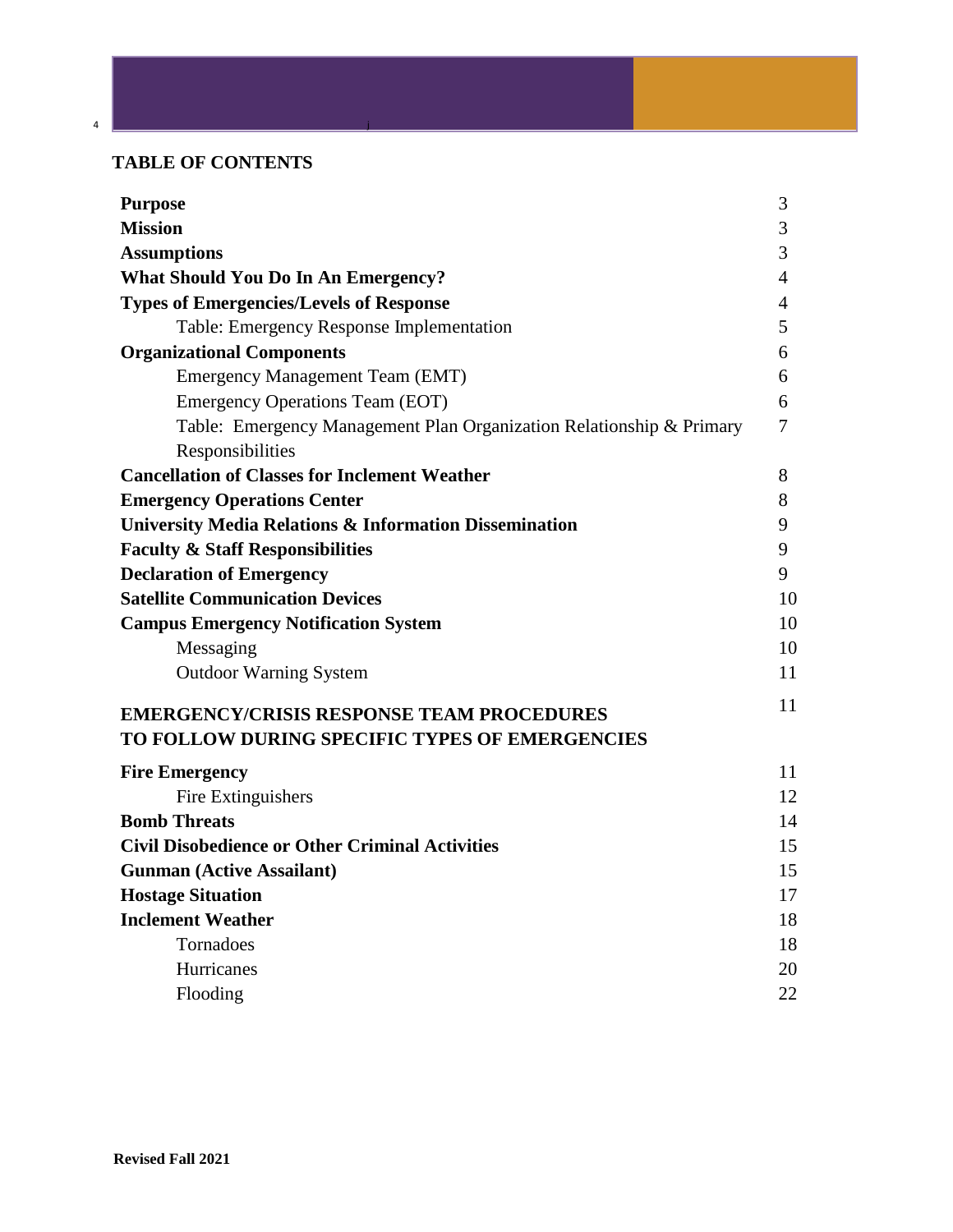## TABLE OF CONTENTS

| | |
|---|---|
| **Purpose** | 3 |
| **Mission** | 3 |
| **Assumptions** | 3 |
| **What Should You Do In An Emergency?** | 4 |
| **Types of Emergencies/Levels of Response** | 4 |
| Table: Emergency Response Implementation | 5 |
| **Organizational Components** | 6 |
| Emergency Management Team (EMT) | 6 |
| Emergency Operations Team (EOT) | 6 |
| Table: Emergency Management Plan Organization Relationship & Primary Responsibilities | 7 |
| **Cancellation of Classes for Inclement Weather** | 8 |
| **Emergency Operations Center** | 8 |
| **University Media Relations & Information Dissemination** | 9 |
| **Faculty & Staff Responsibilities** | 9 |
| **Declaration of Emergency** | 9 |
| **Satellite Communication Devices** | 10 |
| **Campus Emergency Notification System** | 10 |
| Messaging | 10 |
| Outdoor Warning System | 11 |
| **EMERGENCY/CRISIS RESPONSE TEAM PROCEDURES TO FOLLOW DURING SPECIFIC TYPES OF EMERGENCIES** | 11 |
| **Fire Emergency** | 11 |
| Fire Extinguishers | 12 |
| **Bomb Threats** | 14 |
| **Civil Disobedience or Other Criminal Activities** | 15 |
| **Gunman (Active Assailant)** | 15 |
| **Hostage Situation** | 17 |
| **Inclement Weather** | 18 |
| Tornadoes | 18 |
| Hurricanes | 20 |
| Flooding | 22 |

**Revised Fall 2021**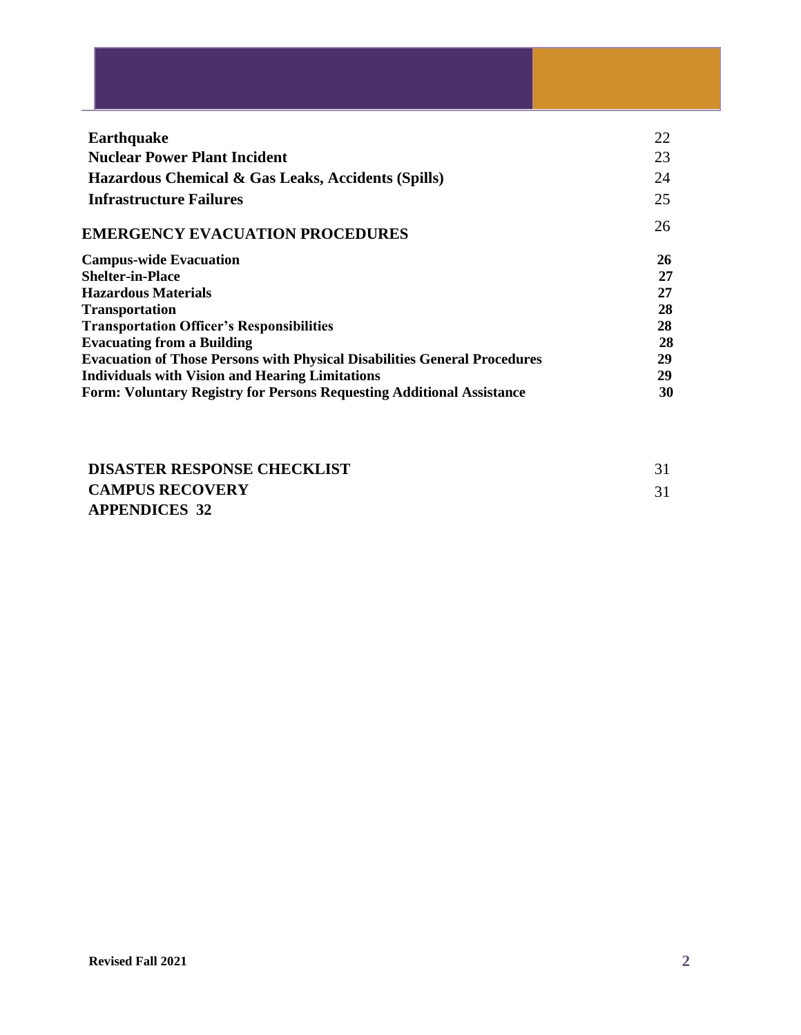| | |
|---|---|
| **Earthquake** | 22 |
| **Nuclear Power Plant Incident** | 23 |
| **Hazardous Chemical & Gas Leaks, Accidents (Spills)** | 24 |
| **Infrastructure Failures** | 25 |
| **EMERGENCY EVACUATION PROCEDURES** | 26 |
| **Campus-wide Evacuation** | **26** |
| **Shelter-in-Place** | **27** |
| **Hazardous Materials** | **27** |
| **Transportation** | **28** |
| **Transportation Officer's Responsibilities** | **28** |
| **Evacuating from a Building** | **28** |
| **Evacuation of Those Persons with Physical Disabilities General Procedures** | **29** |
| **Individuals with Vision and Hearing Limitations** | **29** |
| **Form: Voluntary Registry for Persons Requesting Additional Assistance** | **30** |
| **DISASTER RESPONSE CHECKLIST** | 31 |
| **CAMPUS RECOVERY** | 31 |
| **APPENDICES 32** | |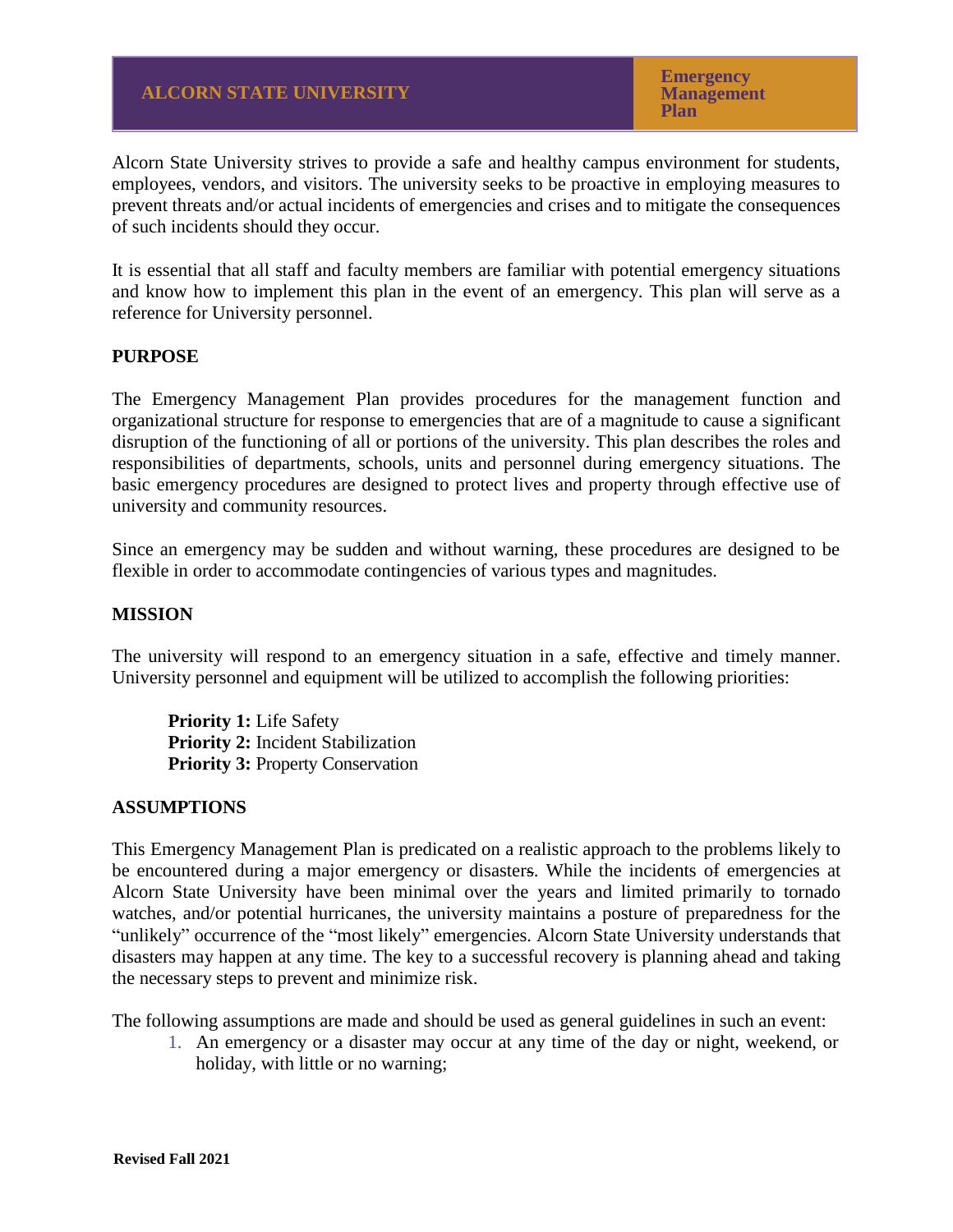Alcorn State University strives to provide a safe and healthy campus environment for students, employees, vendors, and visitors. The university seeks to be proactive in employing measures to prevent threats and/or actual incidents of emergencies and crises and to mitigate the consequences of such incidents should they occur.

It is essential that all staff and faculty members are familiar with potential emergency situations and know how to implement this plan in the event of an emergency. This plan will serve as a reference for University personnel.

## PURPOSE

The Emergency Management Plan provides procedures for the management function and organizational structure for response to emergencies that are of a magnitude to cause a significant disruption of the functioning of all or portions of the university. This plan describes the roles and responsibilities of departments, schools, units and personnel during emergency situations. The basic emergency procedures are designed to protect lives and property through effective use of university and community resources.

Since an emergency may be sudden and without warning, these procedures are designed to be flexible in order to accommodate contingencies of various types and magnitudes.

## MISSION

The university will respond to an emergency situation in a safe, effective and timely manner. University personnel and equipment will be utilized to accomplish the following priorities:

**Priority 1:** Life Safety
**Priority 2:** Incident Stabilization
**Priority 3:** Property Conservation

## ASSUMPTIONS

This Emergency Management Plan is predicated on a realistic approach to the problems likely to be encountered during a major emergency or disasters. While the incidents of emergencies at Alcorn State University have been minimal over the years and limited primarily to tornado watches, and/or potential hurricanes, the university maintains a posture of preparedness for the "unlikely" occurrence of the "most likely" emergencies. Alcorn State University understands that disasters may happen at any time. The key to a successful recovery is planning ahead and taking the necessary steps to prevent and minimize risk.

The following assumptions are made and should be used as general guidelines in such an event:

1. An emergency or a disaster may occur at any time of the day or night, weekend, or holiday, with little or no warning;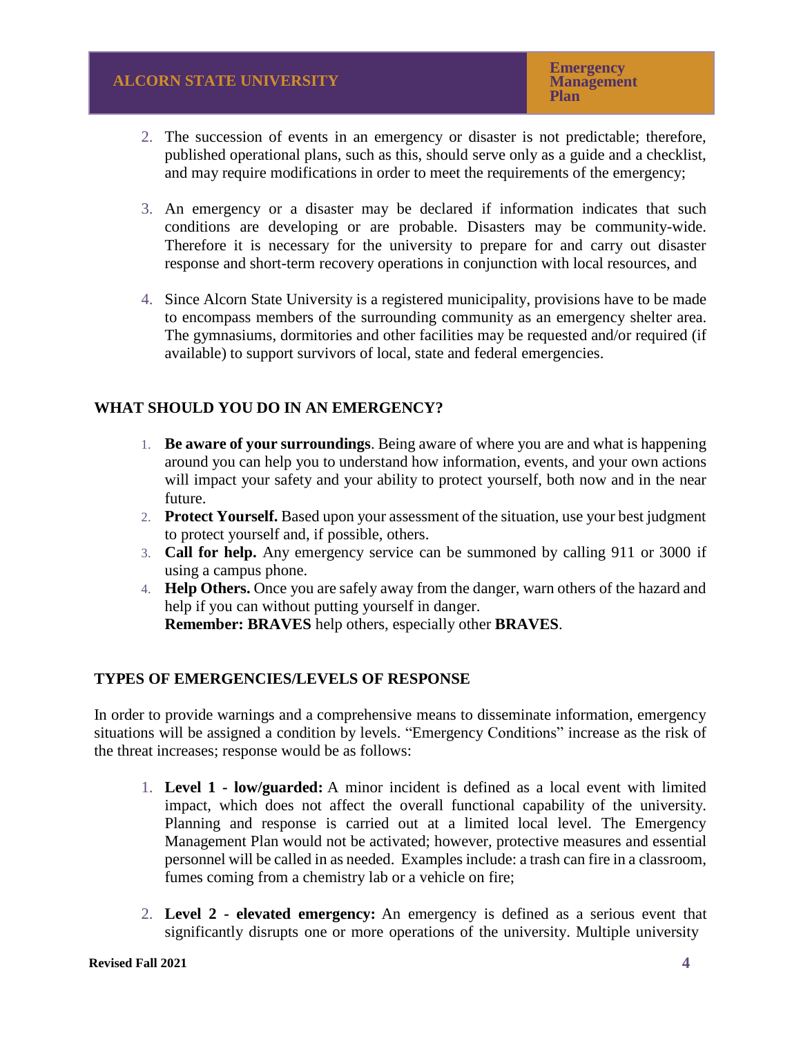2. The succession of events in an emergency or disaster is not predictable; therefore, published operational plans, such as this, should serve only as a guide and a checklist, and may require modifications in order to meet the requirements of the emergency;

3. An emergency or a disaster may be declared if information indicates that such conditions are developing or are probable. Disasters may be community-wide. Therefore it is necessary for the university to prepare for and carry out disaster response and short-term recovery operations in conjunction with local resources, and

4. Since Alcorn State University is a registered municipality, provisions have to be made to encompass members of the surrounding community as an emergency shelter area. The gymnasiums, dormitories and other facilities may be requested and/or required (if available) to support survivors of local, state and federal emergencies.

## WHAT SHOULD YOU DO IN AN EMERGENCY?

1. **Be aware of your surroundings**. Being aware of where you are and what is happening around you can help you to understand how information, events, and your own actions will impact your safety and your ability to protect yourself, both now and in the near future.
2. **Protect Yourself.** Based upon your assessment of the situation, use your best judgment to protect yourself and, if possible, others.
3. **Call for help.** Any emergency service can be summoned by calling 911 or 3000 if using a campus phone.
4. **Help Others.** Once you are safely away from the danger, warn others of the hazard and help if you can without putting yourself in danger.
   **Remember: BRAVES** help others, especially other **BRAVES**.

## TYPES OF EMERGENCIES/LEVELS OF RESPONSE

In order to provide warnings and a comprehensive means to disseminate information, emergency situations will be assigned a condition by levels. "Emergency Conditions" increase as the risk of the threat increases; response would be as follows:

1. **Level 1 - low/guarded:** A minor incident is defined as a local event with limited impact, which does not affect the overall functional capability of the university. Planning and response is carried out at a limited local level. The Emergency Management Plan would not be activated; however, protective measures and essential personnel will be called in as needed. Examples include: a trash can fire in a classroom, fumes coming from a chemistry lab or a vehicle on fire;

2. **Level 2 - elevated emergency:** An emergency is defined as a serious event that significantly disrupts one or more operations of the university. Multiple university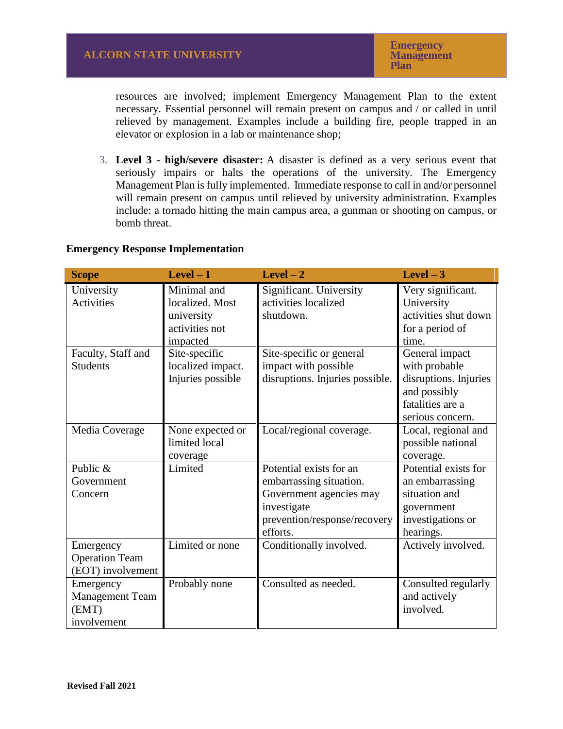resources are involved; implement Emergency Management Plan to the extent necessary. Essential personnel will remain present on campus and / or called in until relieved by management. Examples include a building fire, people trapped in an elevator or explosion in a lab or maintenance shop;

3. **Level 3 - high/severe disaster:** A disaster is defined as a very serious event that seriously impairs or halts the operations of the university. The Emergency Management Plan is fully implemented. Immediate response to call in and/or personnel will remain present on campus until relieved by university administration. Examples include: a tornado hitting the main campus area, a gunman or shooting on campus, or bomb threat.

**Emergency Response Implementation**

| Scope | Level – 1 | Level – 2 | Level – 3 |
| --- | --- | --- | --- |
| University Activities | Minimal and localized. Most university activities not impacted | Significant. University activities localized shutdown. | Very significant. University activities shut down for a period of time. |
| Faculty, Staff and Students | Site-specific localized impact. Injuries possible | Site-specific or general impact with possible disruptions. Injuries possible. | General impact with probable disruptions. Injuries and possibly fatalities are a serious concern. |
| Media Coverage | None expected or limited local coverage | Local/regional coverage. | Local, regional and possible national coverage. |
| Public & Government Concern | Limited | Potential exists for an embarrassing situation. Government agencies may investigate prevention/response/recovery efforts. | Potential exists for an embarrassing situation and government investigations or hearings. |
| Emergency Operation Team (EOT) involvement | Limited or none | Conditionally involved. | Actively involved. |
| Emergency Management Team (EMT) involvement | Probably none | Consulted as needed. | Consulted regularly and actively involved. |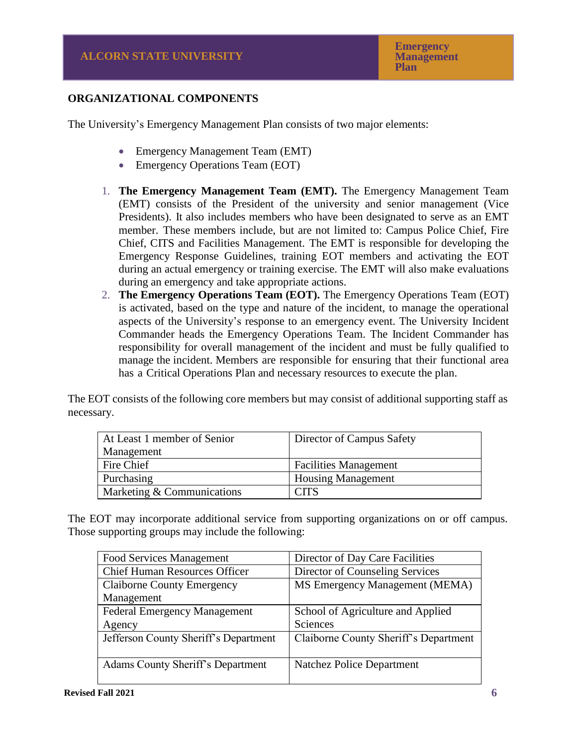## ORGANIZATIONAL COMPONENTS

The University's Emergency Management Plan consists of two major elements:

- Emergency Management Team (EMT)
- Emergency Operations Team (EOT)

1. **The Emergency Management Team (EMT).** The Emergency Management Team (EMT) consists of the President of the university and senior management (Vice Presidents). It also includes members who have been designated to serve as an EMT member. These members include, but are not limited to: Campus Police Chief, Fire Chief, CITS and Facilities Management. The EMT is responsible for developing the Emergency Response Guidelines, training EOT members and activating the EOT during an actual emergency or training exercise. The EMT will also make evaluations during an emergency and take appropriate actions.
2. **The Emergency Operations Team (EOT).** The Emergency Operations Team (EOT) is activated, based on the type and nature of the incident, to manage the operational aspects of the University's response to an emergency event. The University Incident Commander heads the Emergency Operations Team. The Incident Commander has responsibility for overall management of the incident and must be fully qualified to manage the incident. Members are responsible for ensuring that their functional area has a Critical Operations Plan and necessary resources to execute the plan.

The EOT consists of the following core members but may consist of additional supporting staff as necessary.

| | |
|---|---|
| At Least 1 member of Senior Management | Director of Campus Safety |
| Fire Chief | Facilities Management |
| Purchasing | Housing Management |
| Marketing & Communications | CITS |

The EOT may incorporate additional service from supporting organizations on or off campus. Those supporting groups may include the following:

| | |
|---|---|
| Food Services Management | Director of Day Care Facilities |
| Chief Human Resources Officer | Director of Counseling Services |
| Claiborne County Emergency Management | MS Emergency Management (MEMA) |
| Federal Emergency Management Agency | School of Agriculture and Applied Sciences |
| Jefferson County Sheriff's Department | Claiborne County Sheriff's Department |
| Adams County Sheriff's Department | Natchez Police Department |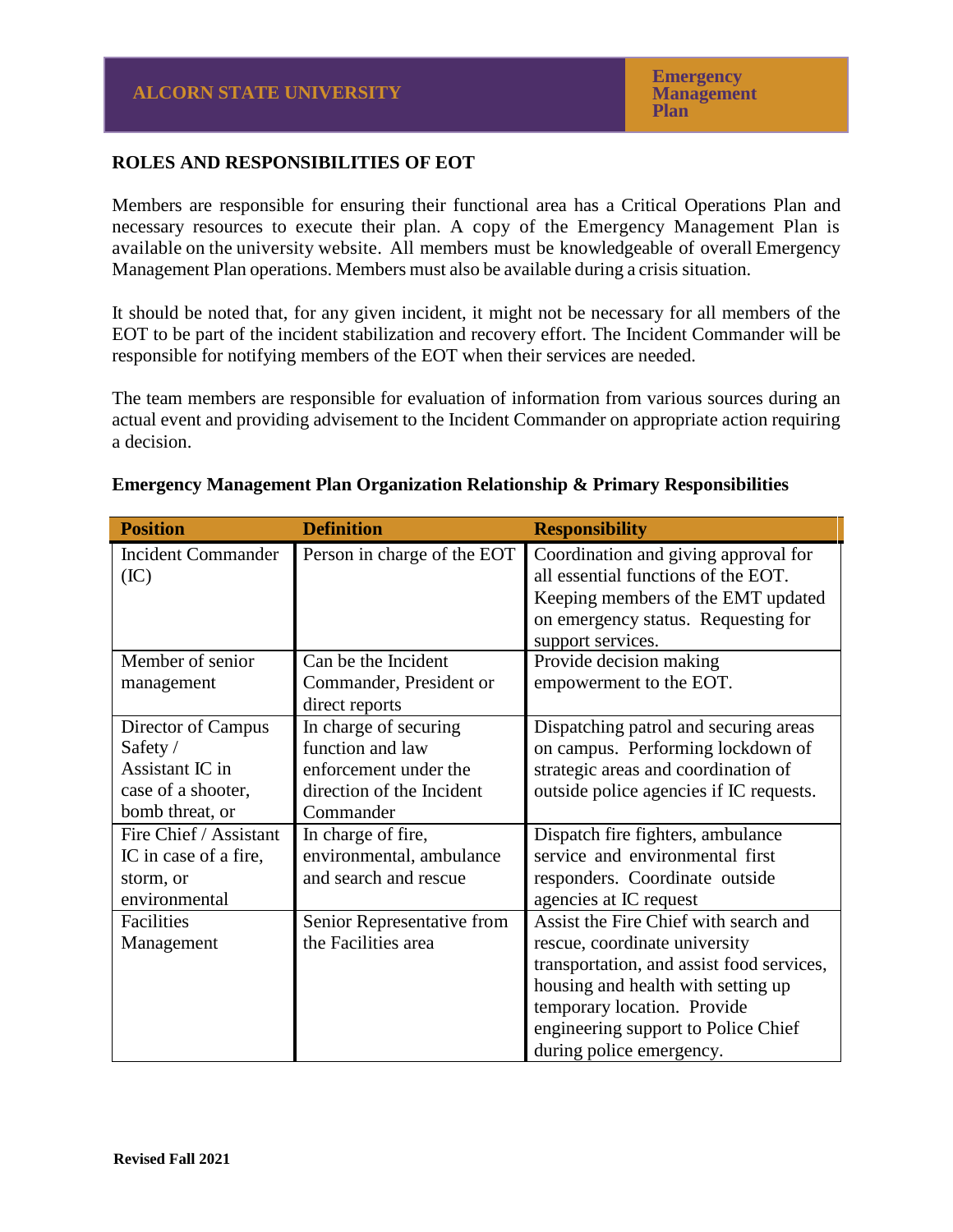## ROLES AND RESPONSIBILITIES OF EOT

Members are responsible for ensuring their functional area has a Critical Operations Plan and necessary resources to execute their plan. A copy of the Emergency Management Plan is available on the university website. All members must be knowledgeable of overall Emergency Management Plan operations. Members must also be available during a crisis situation.

It should be noted that, for any given incident, it might not be necessary for all members of the EOT to be part of the incident stabilization and recovery effort. The Incident Commander will be responsible for notifying members of the EOT when their services are needed.

The team members are responsible for evaluation of information from various sources during an actual event and providing advisement to the Incident Commander on appropriate action requiring a decision.

### Emergency Management Plan Organization Relationship & Primary Responsibilities

| Position | Definition | Responsibility |
|---|---|---|
| Incident Commander (IC) | Person in charge of the EOT | Coordination and giving approval for all essential functions of the EOT. Keeping members of the EMT updated on emergency status. Requesting for support services. |
| Member of senior management | Can be the Incident Commander, President or direct reports | Provide decision making empowerment to the EOT. |
| Director of Campus Safety / Assistant IC in case of a shooter, bomb threat, or | In charge of securing function and law enforcement under the direction of the Incident Commander | Dispatching patrol and securing areas on campus. Performing lockdown of strategic areas and coordination of outside police agencies if IC requests. |
| Fire Chief / Assistant IC in case of a fire, storm, or environmental | In charge of fire, environmental, ambulance and search and rescue | Dispatch fire fighters, ambulance service and environmental first responders. Coordinate outside agencies at IC request |
| Facilities Management | Senior Representative from the Facilities area | Assist the Fire Chief with search and rescue, coordinate university transportation, and assist food services, housing and health with setting up temporary location. Provide engineering support to Police Chief during police emergency. |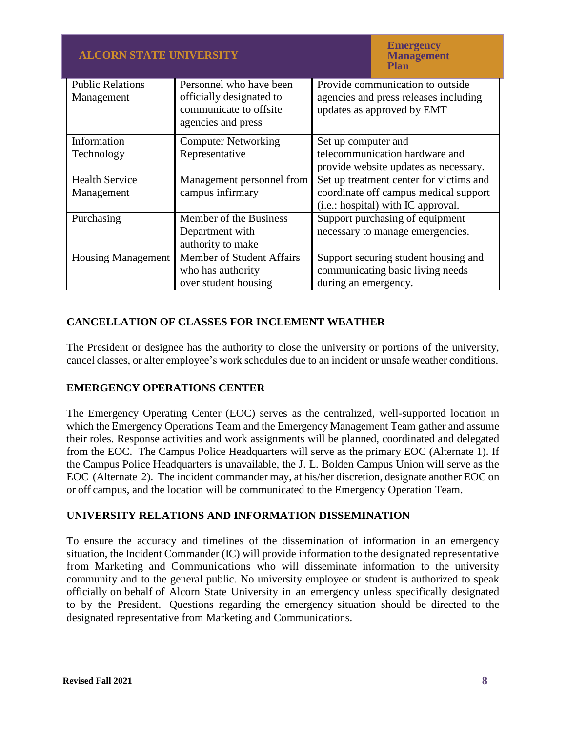| Public Relations Management | Personnel who have been officially designated to communicate to offsite agencies and press | Provide communication to outside agencies and press releases including updates as approved by EMT |
|---|---|---|
| Information Technology | Computer Networking Representative | Set up computer and telecommunication hardware and provide website updates as necessary. |
| Health Service Management | Management personnel from campus infirmary | Set up treatment center for victims and coordinate off campus medical support (i.e.: hospital) with IC approval. |
| Purchasing | Member of the Business Department with authority to make | Support purchasing of equipment necessary to manage emergencies. |
| Housing Management | Member of Student Affairs who has authority over student housing | Support securing student housing and communicating basic living needs during an emergency. |

## CANCELLATION OF CLASSES FOR INCLEMENT WEATHER

The President or designee has the authority to close the university or portions of the university, cancel classes, or alter employee's work schedules due to an incident or unsafe weather conditions.

## EMERGENCY OPERATIONS CENTER

The Emergency Operating Center (EOC) serves as the centralized, well-supported location in which the Emergency Operations Team and the Emergency Management Team gather and assume their roles. Response activities and work assignments will be planned, coordinated and delegated from the EOC. The Campus Police Headquarters will serve as the primary EOC (Alternate 1). If the Campus Police Headquarters is unavailable, the J. L. Bolden Campus Union will serve as the EOC (Alternate 2). The incident commander may, at his/her discretion, designate another EOC on or off campus, and the location will be communicated to the Emergency Operation Team.

## UNIVERSITY RELATIONS AND INFORMATION DISSEMINATION

To ensure the accuracy and timelines of the dissemination of information in an emergency situation, the Incident Commander (IC) will provide information to the designated representative from Marketing and Communications who will disseminate information to the university community and to the general public. No university employee or student is authorized to speak officially on behalf of Alcorn State University in an emergency unless specifically designated to by the President. Questions regarding the emergency situation should be directed to the designated representative from Marketing and Communications.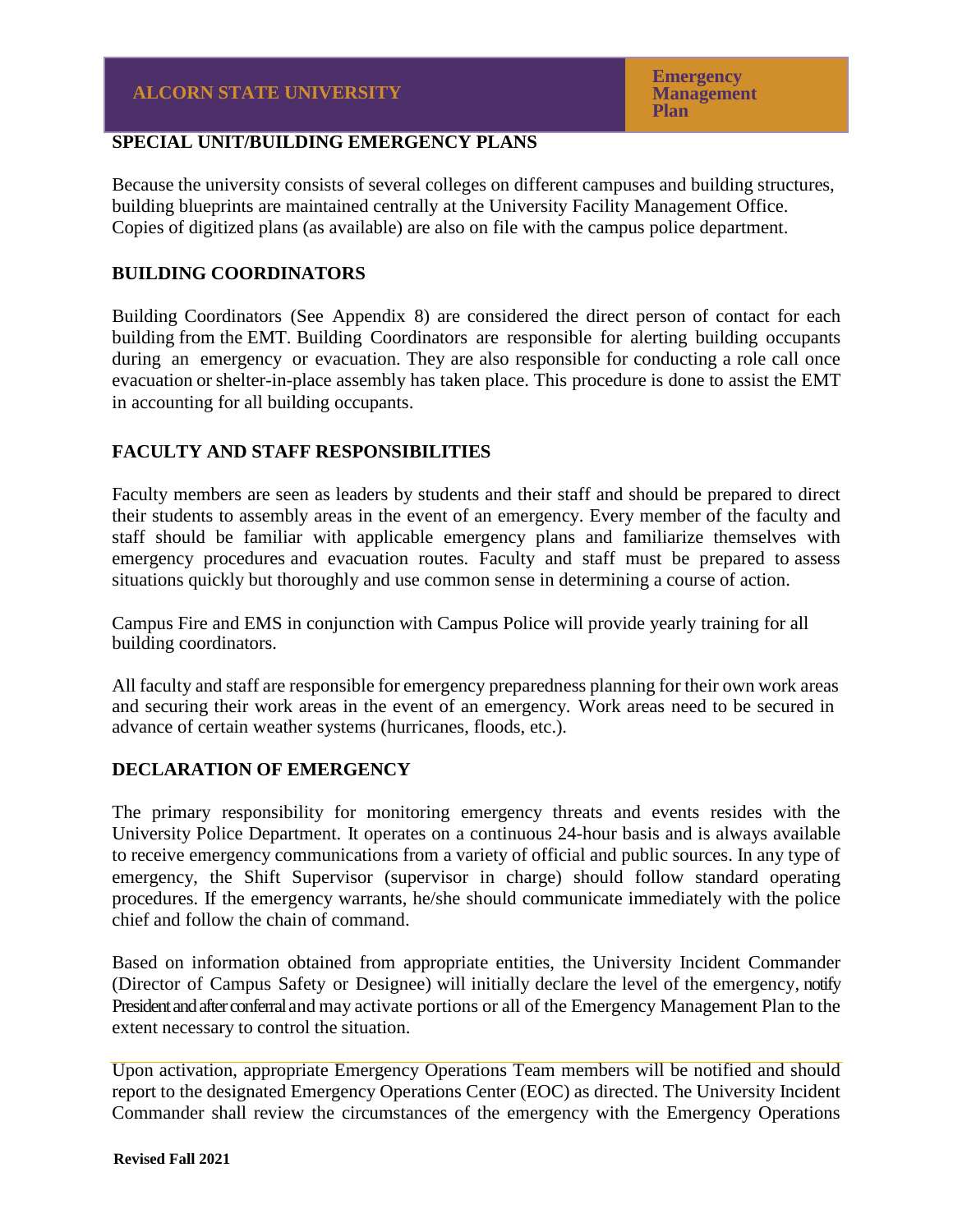## SPECIAL UNIT/BUILDING EMERGENCY PLANS

Because the university consists of several colleges on different campuses and building structures, building blueprints are maintained centrally at the University Facility Management Office. Copies of digitized plans (as available) are also on file with the campus police department.

## BUILDING COORDINATORS

Building Coordinators (See Appendix 8) are considered the direct person of contact for each building from the EMT. Building Coordinators are responsible for alerting building occupants during an emergency or evacuation. They are also responsible for conducting a role call once evacuation or shelter-in-place assembly has taken place. This procedure is done to assist the EMT in accounting for all building occupants.

## FACULTY AND STAFF RESPONSIBILITIES

Faculty members are seen as leaders by students and their staff and should be prepared to direct their students to assembly areas in the event of an emergency. Every member of the faculty and staff should be familiar with applicable emergency plans and familiarize themselves with emergency procedures and evacuation routes. Faculty and staff must be prepared to assess situations quickly but thoroughly and use common sense in determining a course of action.

Campus Fire and EMS in conjunction with Campus Police will provide yearly training for all building coordinators.

All faculty and staff are responsible for emergency preparedness planning for their own work areas and securing their work areas in the event of an emergency. Work areas need to be secured in advance of certain weather systems (hurricanes, floods, etc.).

## DECLARATION OF EMERGENCY

The primary responsibility for monitoring emergency threats and events resides with the University Police Department. It operates on a continuous 24-hour basis and is always available to receive emergency communications from a variety of official and public sources. In any type of emergency, the Shift Supervisor (supervisor in charge) should follow standard operating procedures. If the emergency warrants, he/she should communicate immediately with the police chief and follow the chain of command.

Based on information obtained from appropriate entities, the University Incident Commander (Director of Campus Safety or Designee) will initially declare the level of the emergency, notify President and after conferral and may activate portions or all of the Emergency Management Plan to the extent necessary to control the situation.

Upon activation, appropriate Emergency Operations Team members will be notified and should report to the designated Emergency Operations Center (EOC) as directed. The University Incident Commander shall review the circumstances of the emergency with the Emergency Operations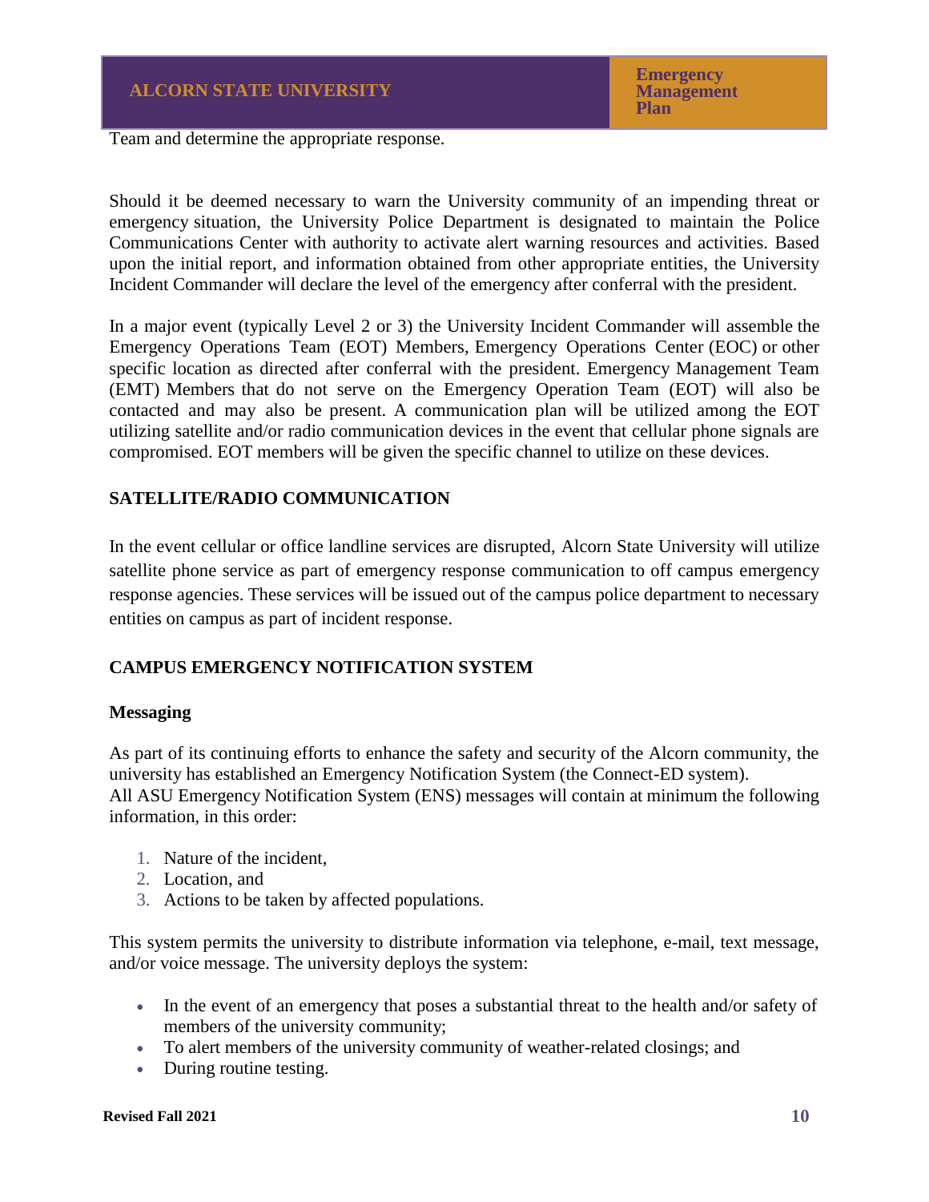Team and determine the appropriate response.

Should it be deemed necessary to warn the University community of an impending threat or emergency situation, the University Police Department is designated to maintain the Police Communications Center with authority to activate alert warning resources and activities. Based upon the initial report, and information obtained from other appropriate entities, the University Incident Commander will declare the level of the emergency after conferral with the president.

In a major event (typically Level 2 or 3) the University Incident Commander will assemble the Emergency Operations Team (EOT) Members, Emergency Operations Center (EOC) or other specific location as directed after conferral with the president. Emergency Management Team (EMT) Members that do not serve on the Emergency Operation Team (EOT) will also be contacted and may also be present. A communication plan will be utilized among the EOT utilizing satellite and/or radio communication devices in the event that cellular phone signals are compromised. EOT members will be given the specific channel to utilize on these devices.

## SATELLITE/RADIO COMMUNICATION

In the event cellular or office landline services are disrupted, Alcorn State University will utilize satellite phone service as part of emergency response communication to off campus emergency response agencies. These services will be issued out of the campus police department to necessary entities on campus as part of incident response.

## CAMPUS EMERGENCY NOTIFICATION SYSTEM

### Messaging

As part of its continuing efforts to enhance the safety and security of the Alcorn community, the university has established an Emergency Notification System (the Connect-ED system).
All ASU Emergency Notification System (ENS) messages will contain at minimum the following information, in this order:

1. Nature of the incident,
2. Location, and
3. Actions to be taken by affected populations.

This system permits the university to distribute information via telephone, e-mail, text message, and/or voice message. The university deploys the system:

- In the event of an emergency that poses a substantial threat to the health and/or safety of members of the university community;
- To alert members of the university community of weather-related closings; and
- During routine testing.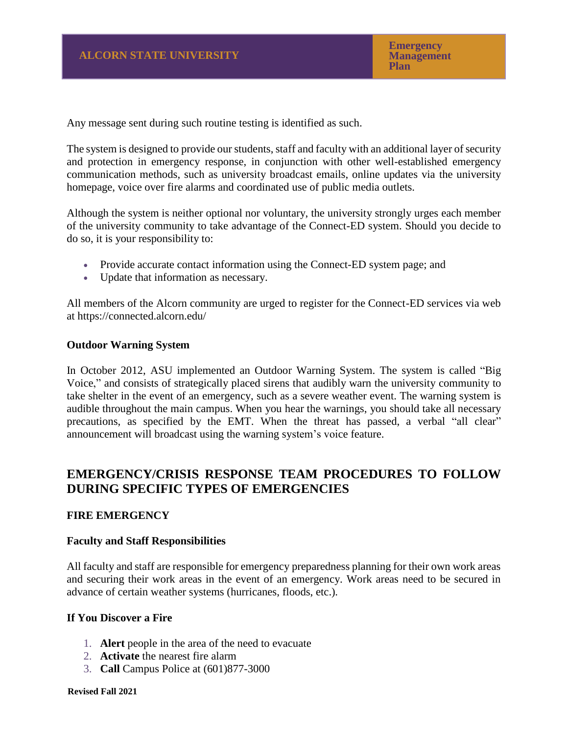Any message sent during such routine testing is identified as such.

The system is designed to provide our students, staff and faculty with an additional layer of security and protection in emergency response, in conjunction with other well-established emergency communication methods, such as university broadcast emails, online updates via the university homepage, voice over fire alarms and coordinated use of public media outlets.

Although the system is neither optional nor voluntary, the university strongly urges each member of the university community to take advantage of the Connect-ED system. Should you decide to do so, it is your responsibility to:

- Provide accurate contact information using the Connect-ED system page; and
- Update that information as necessary.

All members of the Alcorn community are urged to register for the Connect-ED services via web at https://connected.alcorn.edu/

**Outdoor Warning System**

In October 2012, ASU implemented an Outdoor Warning System. The system is called "Big Voice," and consists of strategically placed sirens that audibly warn the university community to take shelter in the event of an emergency, such as a severe weather event. The warning system is audible throughout the main campus. When you hear the warnings, you should take all necessary precautions, as specified by the EMT. When the threat has passed, a verbal "all clear" announcement will broadcast using the warning system's voice feature.

## EMERGENCY/CRISIS RESPONSE TEAM PROCEDURES TO FOLLOW DURING SPECIFIC TYPES OF EMERGENCIES

### FIRE EMERGENCY

**Faculty and Staff Responsibilities**

All faculty and staff are responsible for emergency preparedness planning for their own work areas and securing their work areas in the event of an emergency. Work areas need to be secured in advance of certain weather systems (hurricanes, floods, etc.).

**If You Discover a Fire**

1. **Alert** people in the area of the need to evacuate
2. **Activate** the nearest fire alarm
3. **Call** Campus Police at (601)877-3000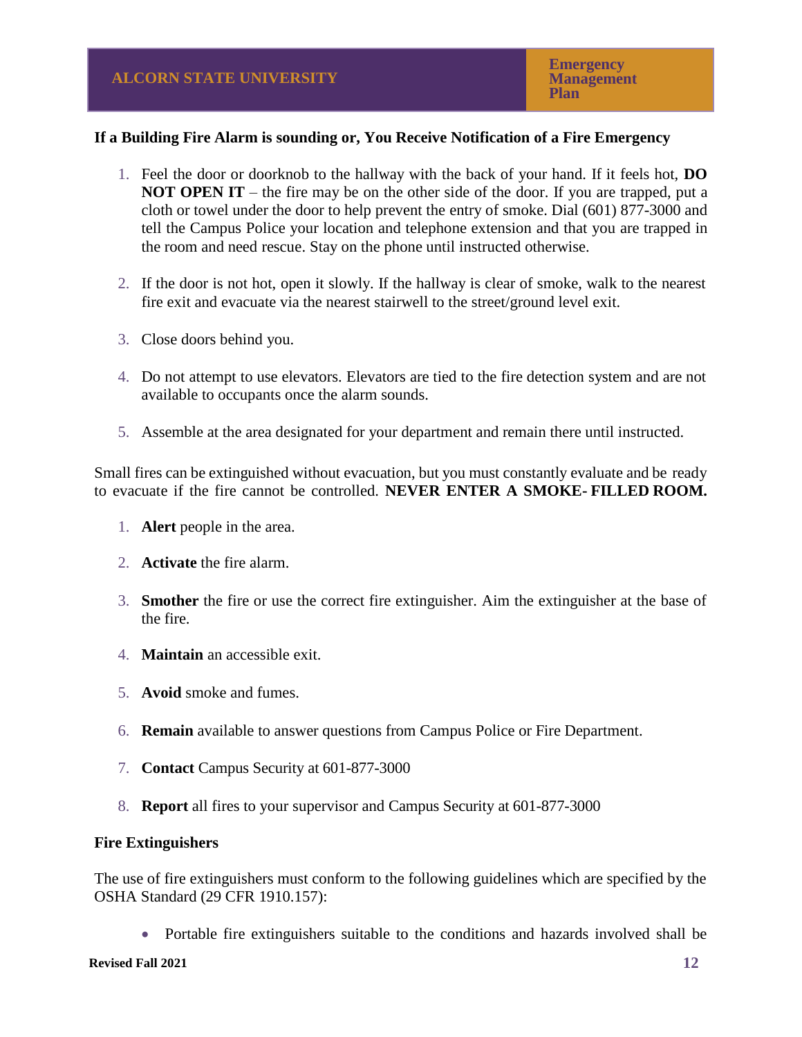**If a Building Fire Alarm is sounding or, You Receive Notification of a Fire Emergency**

1. Feel the door or doorknob to the hallway with the back of your hand. If it feels hot, **DO NOT OPEN IT** – the fire may be on the other side of the door. If you are trapped, put a cloth or towel under the door to help prevent the entry of smoke. Dial (601) 877-3000 and tell the Campus Police your location and telephone extension and that you are trapped in the room and need rescue. Stay on the phone until instructed otherwise.

2. If the door is not hot, open it slowly. If the hallway is clear of smoke, walk to the nearest fire exit and evacuate via the nearest stairwell to the street/ground level exit.

3. Close doors behind you.

4. Do not attempt to use elevators. Elevators are tied to the fire detection system and are not available to occupants once the alarm sounds.

5. Assemble at the area designated for your department and remain there until instructed.

Small fires can be extinguished without evacuation, but you must constantly evaluate and be ready to evacuate if the fire cannot be controlled. **NEVER ENTER A SMOKE- FILLED ROOM.**

1. **Alert** people in the area.

2. **Activate** the fire alarm.

3. **Smother** the fire or use the correct fire extinguisher. Aim the extinguisher at the base of the fire.

4. **Maintain** an accessible exit.

5. **Avoid** smoke and fumes.

6. **Remain** available to answer questions from Campus Police or Fire Department.

7. **Contact** Campus Security at 601-877-3000

8. **Report** all fires to your supervisor and Campus Security at 601-877-3000

**Fire Extinguishers**

The use of fire extinguishers must conform to the following guidelines which are specified by the OSHA Standard (29 CFR 1910.157):

- Portable fire extinguishers suitable to the conditions and hazards involved shall be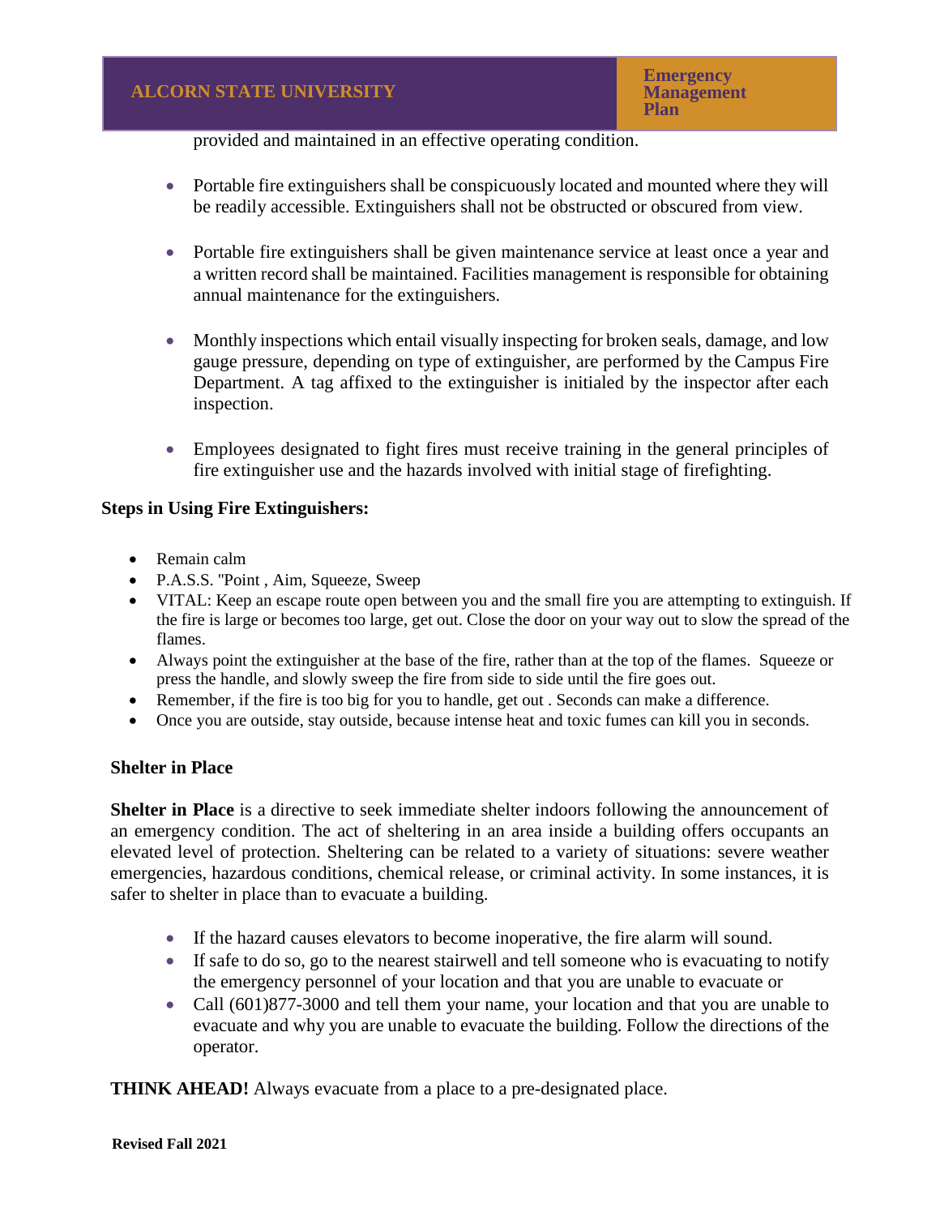provided and maintained in an effective operating condition.

- Portable fire extinguishers shall be conspicuously located and mounted where they will be readily accessible. Extinguishers shall not be obstructed or obscured from view.

- Portable fire extinguishers shall be given maintenance service at least once a year and a written record shall be maintained. Facilities management is responsible for obtaining annual maintenance for the extinguishers.

- Monthly inspections which entail visually inspecting for broken seals, damage, and low gauge pressure, depending on type of extinguisher, are performed by the Campus Fire Department. A tag affixed to the extinguisher is initialed by the inspector after each inspection.

- Employees designated to fight fires must receive training in the general principles of fire extinguisher use and the hazards involved with initial stage of firefighting.

**Steps in Using Fire Extinguishers:**

- Remain calm
- P.A.S.S. "Point , Aim, Squeeze, Sweep
- VITAL: Keep an escape route open between you and the small fire you are attempting to extinguish. If the fire is large or becomes too large, get out. Close the door on your way out to slow the spread of the flames.
- Always point the extinguisher at the base of the fire, rather than at the top of the flames. Squeeze or press the handle, and slowly sweep the fire from side to side until the fire goes out.
- Remember, if the fire is too big for you to handle, get out . Seconds can make a difference.
- Once you are outside, stay outside, because intense heat and toxic fumes can kill you in seconds.

**Shelter in Place**

**Shelter in Place** is a directive to seek immediate shelter indoors following the announcement of an emergency condition. The act of sheltering in an area inside a building offers occupants an elevated level of protection. Sheltering can be related to a variety of situations: severe weather emergencies, hazardous conditions, chemical release, or criminal activity. In some instances, it is safer to shelter in place than to evacuate a building.

- If the hazard causes elevators to become inoperative, the fire alarm will sound.
- If safe to do so, go to the nearest stairwell and tell someone who is evacuating to notify the emergency personnel of your location and that you are unable to evacuate or
- Call (601)877-3000 and tell them your name, your location and that you are unable to evacuate and why you are unable to evacuate the building. Follow the directions of the operator.

**THINK AHEAD!** Always evacuate from a place to a pre-designated place.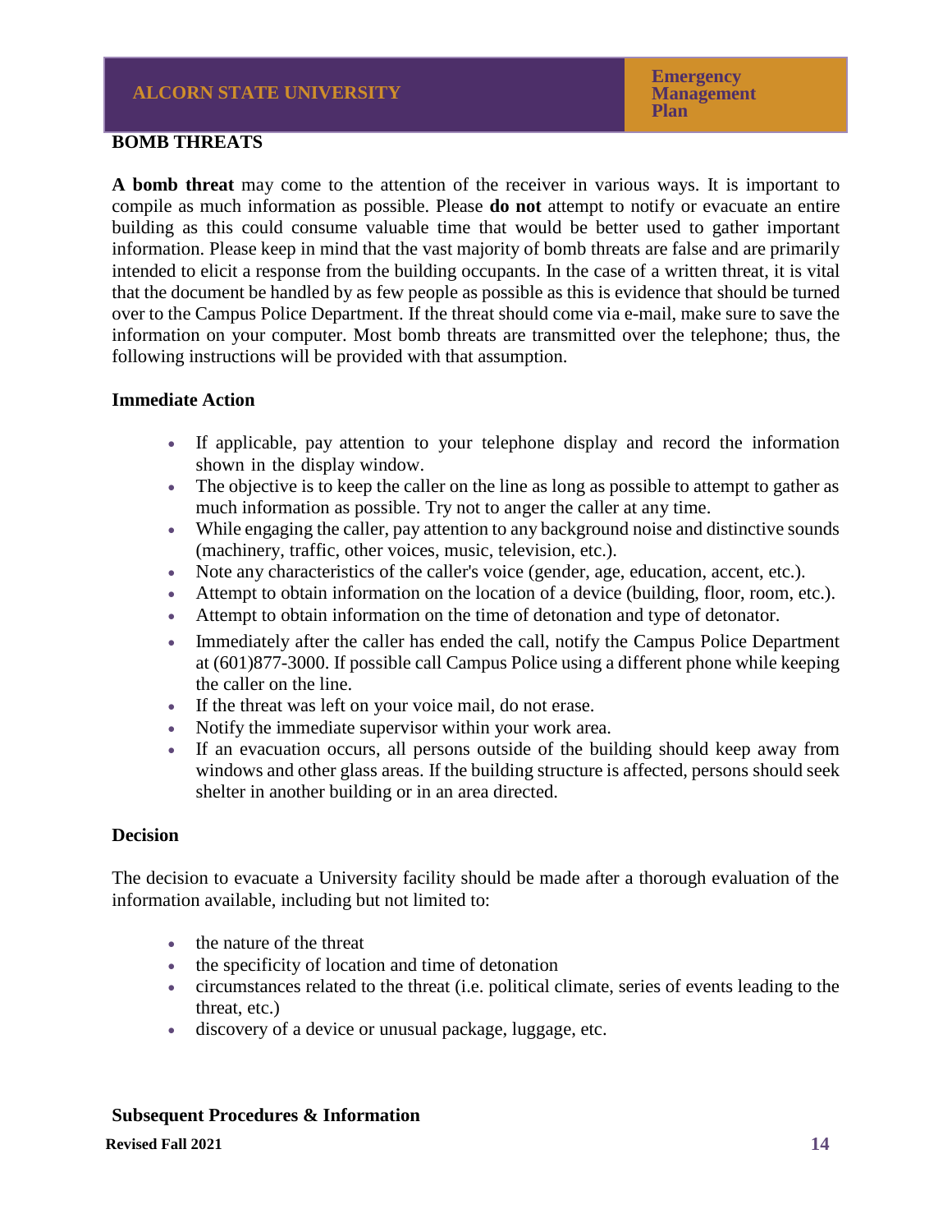## BOMB THREATS

**A bomb threat** may come to the attention of the receiver in various ways. It is important to compile as much information as possible. Please **do not** attempt to notify or evacuate an entire building as this could consume valuable time that would be better used to gather important information. Please keep in mind that the vast majority of bomb threats are false and are primarily intended to elicit a response from the building occupants. In the case of a written threat, it is vital that the document be handled by as few people as possible as this is evidence that should be turned over to the Campus Police Department. If the threat should come via e-mail, make sure to save the information on your computer. Most bomb threats are transmitted over the telephone; thus, the following instructions will be provided with that assumption.

### Immediate Action

- If applicable, pay attention to your telephone display and record the information shown in the display window.
- The objective is to keep the caller on the line as long as possible to attempt to gather as much information as possible. Try not to anger the caller at any time.
- While engaging the caller, pay attention to any background noise and distinctive sounds (machinery, traffic, other voices, music, television, etc.).
- Note any characteristics of the caller's voice (gender, age, education, accent, etc.).
- Attempt to obtain information on the location of a device (building, floor, room, etc.).
- Attempt to obtain information on the time of detonation and type of detonator.
- Immediately after the caller has ended the call, notify the Campus Police Department at (601)877-3000. If possible call Campus Police using a different phone while keeping the caller on the line.
- If the threat was left on your voice mail, do not erase.
- Notify the immediate supervisor within your work area.
- If an evacuation occurs, all persons outside of the building should keep away from windows and other glass areas. If the building structure is affected, persons should seek shelter in another building or in an area directed.

### Decision

The decision to evacuate a University facility should be made after a thorough evaluation of the information available, including but not limited to:

- the nature of the threat
- the specificity of location and time of detonation
- circumstances related to the threat (i.e. political climate, series of events leading to the threat, etc.)
- discovery of a device or unusual package, luggage, etc.

### Subsequent Procedures & Information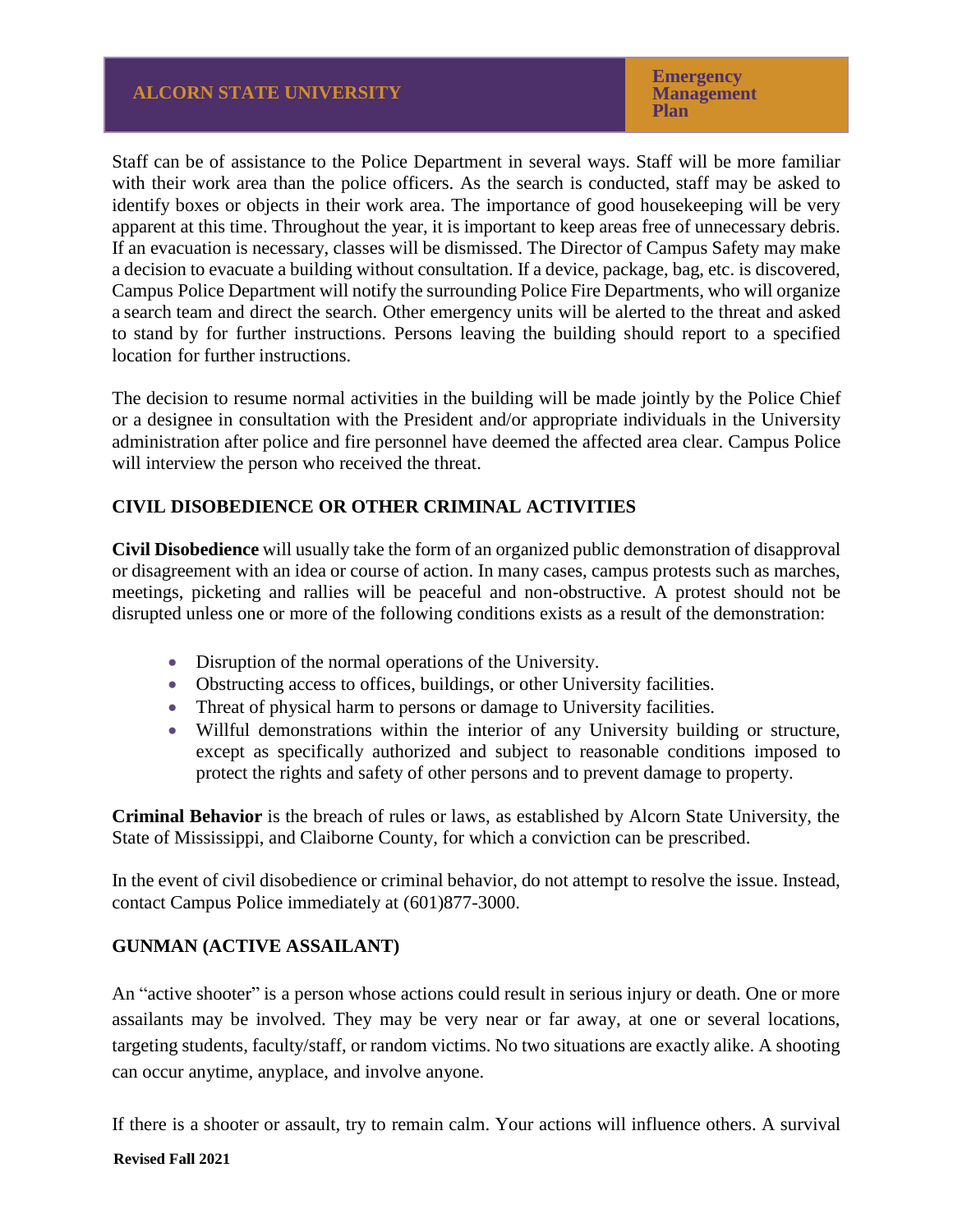Staff can be of assistance to the Police Department in several ways. Staff will be more familiar with their work area than the police officers. As the search is conducted, staff may be asked to identify boxes or objects in their work area. The importance of good housekeeping will be very apparent at this time. Throughout the year, it is important to keep areas free of unnecessary debris. If an evacuation is necessary, classes will be dismissed. The Director of Campus Safety may make a decision to evacuate a building without consultation. If a device, package, bag, etc. is discovered, Campus Police Department will notify the surrounding Police Fire Departments, who will organize a search team and direct the search. Other emergency units will be alerted to the threat and asked to stand by for further instructions. Persons leaving the building should report to a specified location for further instructions.

The decision to resume normal activities in the building will be made jointly by the Police Chief or a designee in consultation with the President and/or appropriate individuals in the University administration after police and fire personnel have deemed the affected area clear. Campus Police will interview the person who received the threat.

## CIVIL DISOBEDIENCE OR OTHER CRIMINAL ACTIVITIES

**Civil Disobedience** will usually take the form of an organized public demonstration of disapproval or disagreement with an idea or course of action. In many cases, campus protests such as marches, meetings, picketing and rallies will be peaceful and non-obstructive. A protest should not be disrupted unless one or more of the following conditions exists as a result of the demonstration:

- Disruption of the normal operations of the University.
- Obstructing access to offices, buildings, or other University facilities.
- Threat of physical harm to persons or damage to University facilities.
- Willful demonstrations within the interior of any University building or structure, except as specifically authorized and subject to reasonable conditions imposed to protect the rights and safety of other persons and to prevent damage to property.

**Criminal Behavior** is the breach of rules or laws, as established by Alcorn State University, the State of Mississippi, and Claiborne County, for which a conviction can be prescribed.

In the event of civil disobedience or criminal behavior, do not attempt to resolve the issue. Instead, contact Campus Police immediately at (601)877-3000.

## GUNMAN (ACTIVE ASSAILANT)

An "active shooter" is a person whose actions could result in serious injury or death. One or more assailants may be involved. They may be very near or far away, at one or several locations, targeting students, faculty/staff, or random victims. No two situations are exactly alike. A shooting can occur anytime, anyplace, and involve anyone.

If there is a shooter or assault, try to remain calm. Your actions will influence others. A survival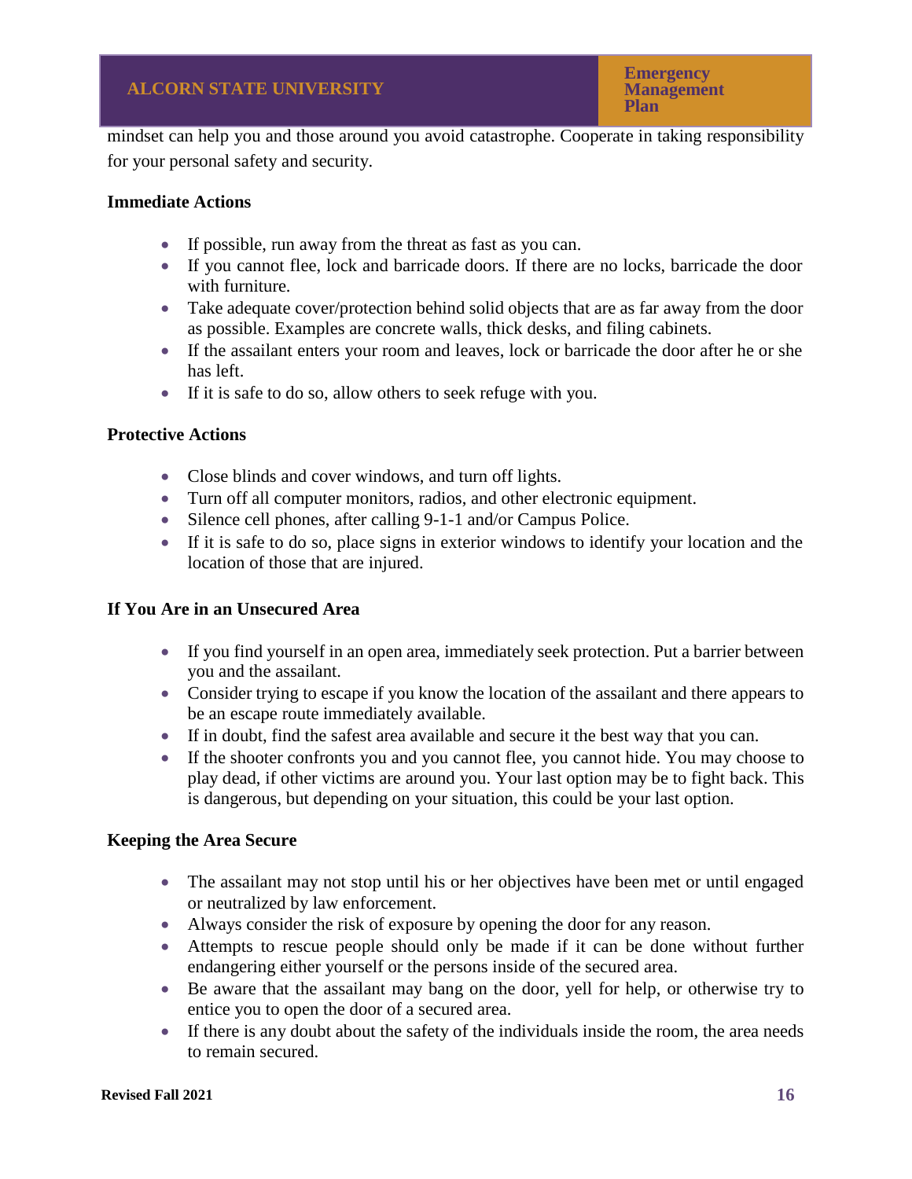mindset can help you and those around you avoid catastrophe. Cooperate in taking responsibility for your personal safety and security.

**Immediate Actions**

- If possible, run away from the threat as fast as you can.
- If you cannot flee, lock and barricade doors. If there are no locks, barricade the door with furniture.
- Take adequate cover/protection behind solid objects that are as far away from the door as possible. Examples are concrete walls, thick desks, and filing cabinets.
- If the assailant enters your room and leaves, lock or barricade the door after he or she has left.
- If it is safe to do so, allow others to seek refuge with you.

**Protective Actions**

- Close blinds and cover windows, and turn off lights.
- Turn off all computer monitors, radios, and other electronic equipment.
- Silence cell phones, after calling 9-1-1 and/or Campus Police.
- If it is safe to do so, place signs in exterior windows to identify your location and the location of those that are injured.

**If You Are in an Unsecured Area**

- If you find yourself in an open area, immediately seek protection. Put a barrier between you and the assailant.
- Consider trying to escape if you know the location of the assailant and there appears to be an escape route immediately available.
- If in doubt, find the safest area available and secure it the best way that you can.
- If the shooter confronts you and you cannot flee, you cannot hide. You may choose to play dead, if other victims are around you. Your last option may be to fight back. This is dangerous, but depending on your situation, this could be your last option.

**Keeping the Area Secure**

- The assailant may not stop until his or her objectives have been met or until engaged or neutralized by law enforcement.
- Always consider the risk of exposure by opening the door for any reason.
- Attempts to rescue people should only be made if it can be done without further endangering either yourself or the persons inside of the secured area.
- Be aware that the assailant may bang on the door, yell for help, or otherwise try to entice you to open the door of a secured area.
- If there is any doubt about the safety of the individuals inside the room, the area needs to remain secured.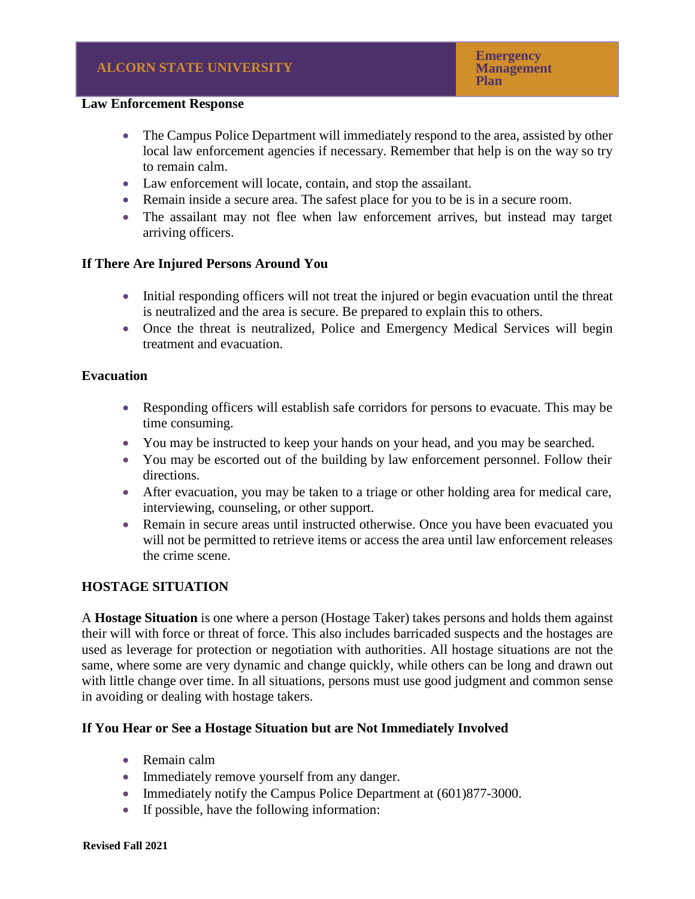**Law Enforcement Response**

- The Campus Police Department will immediately respond to the area, assisted by other local law enforcement agencies if necessary. Remember that help is on the way so try to remain calm.
- Law enforcement will locate, contain, and stop the assailant.
- Remain inside a secure area. The safest place for you to be is in a secure room.
- The assailant may not flee when law enforcement arrives, but instead may target arriving officers.

**If There Are Injured Persons Around You**

- Initial responding officers will not treat the injured or begin evacuation until the threat is neutralized and the area is secure. Be prepared to explain this to others.
- Once the threat is neutralized, Police and Emergency Medical Services will begin treatment and evacuation.

**Evacuation**

- Responding officers will establish safe corridors for persons to evacuate. This may be time consuming.
- You may be instructed to keep your hands on your head, and you may be searched.
- You may be escorted out of the building by law enforcement personnel. Follow their directions.
- After evacuation, you may be taken to a triage or other holding area for medical care, interviewing, counseling, or other support.
- Remain in secure areas until instructed otherwise. Once you have been evacuated you will not be permitted to retrieve items or access the area until law enforcement releases the crime scene.

## HOSTAGE SITUATION

A **Hostage Situation** is one where a person (Hostage Taker) takes persons and holds them against their will with force or threat of force. This also includes barricaded suspects and the hostages are used as leverage for protection or negotiation with authorities. All hostage situations are not the same, where some are very dynamic and change quickly, while others can be long and drawn out with little change over time. In all situations, persons must use good judgment and common sense in avoiding or dealing with hostage takers.

**If You Hear or See a Hostage Situation but are Not Immediately Involved**

- Remain calm
- Immediately remove yourself from any danger.
- Immediately notify the Campus Police Department at (601)877-3000.
- If possible, have the following information: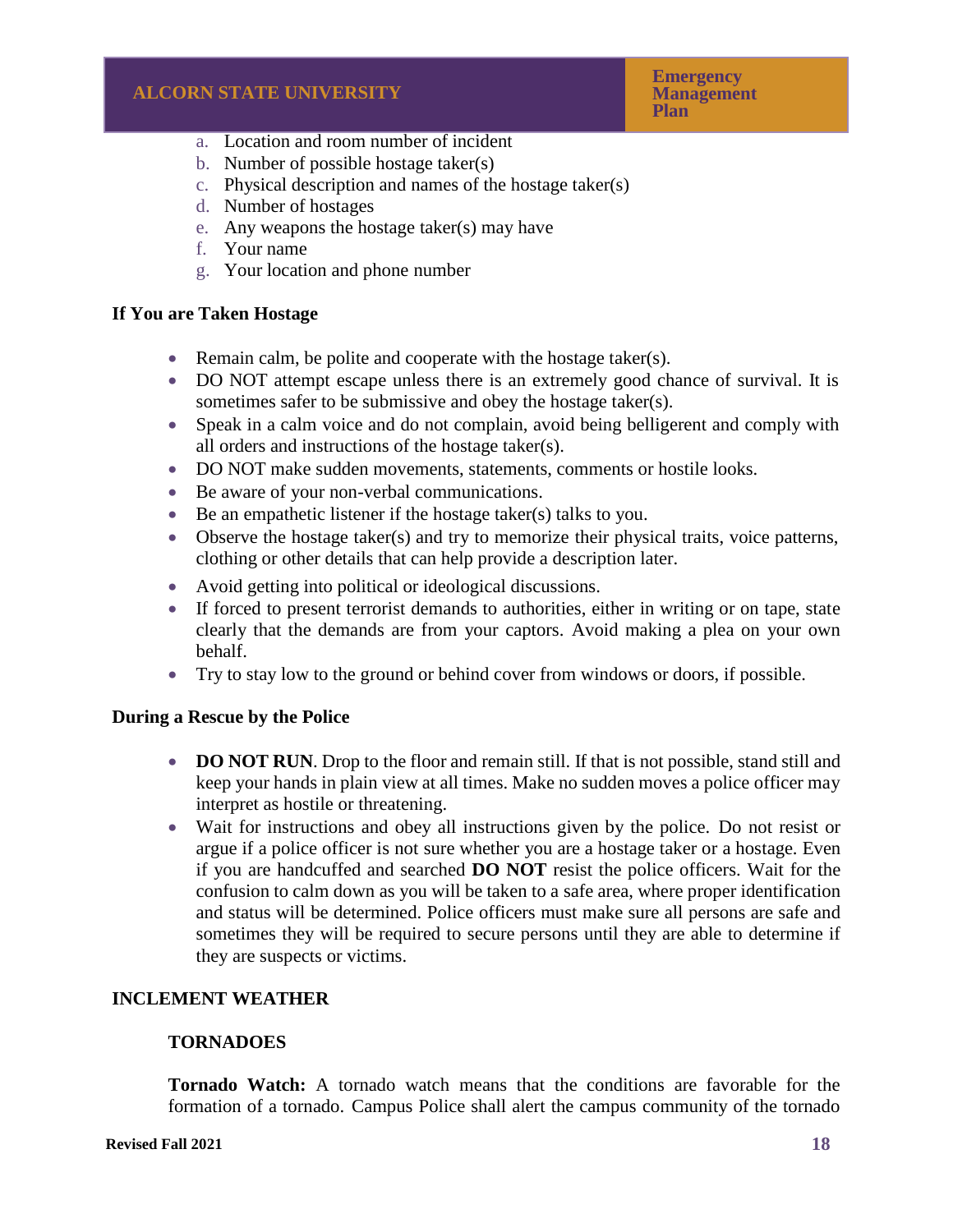a. Location and room number of incident
b. Number of possible hostage taker(s)
c. Physical description and names of the hostage taker(s)
d. Number of hostages
e. Any weapons the hostage taker(s) may have
f. Your name
g. Your location and phone number

**If You are Taken Hostage**

- Remain calm, be polite and cooperate with the hostage taker(s).
- DO NOT attempt escape unless there is an extremely good chance of survival. It is sometimes safer to be submissive and obey the hostage taker(s).
- Speak in a calm voice and do not complain, avoid being belligerent and comply with all orders and instructions of the hostage taker(s).
- DO NOT make sudden movements, statements, comments or hostile looks.
- Be aware of your non-verbal communications.
- Be an empathetic listener if the hostage taker(s) talks to you.
- Observe the hostage taker(s) and try to memorize their physical traits, voice patterns, clothing or other details that can help provide a description later.
- Avoid getting into political or ideological discussions.
- If forced to present terrorist demands to authorities, either in writing or on tape, state clearly that the demands are from your captors. Avoid making a plea on your own behalf.
- Try to stay low to the ground or behind cover from windows or doors, if possible.

**During a Rescue by the Police**

- **DO NOT RUN**. Drop to the floor and remain still. If that is not possible, stand still and keep your hands in plain view at all times. Make no sudden moves a police officer may interpret as hostile or threatening.
- Wait for instructions and obey all instructions given by the police. Do not resist or argue if a police officer is not sure whether you are a hostage taker or a hostage. Even if you are handcuffed and searched **DO NOT** resist the police officers. Wait for the confusion to calm down as you will be taken to a safe area, where proper identification and status will be determined. Police officers must make sure all persons are safe and sometimes they will be required to secure persons until they are able to determine if they are suspects or victims.

## INCLEMENT WEATHER

### TORNADOES

**Tornado Watch:** A tornado watch means that the conditions are favorable for the formation of a tornado. Campus Police shall alert the campus community of the tornado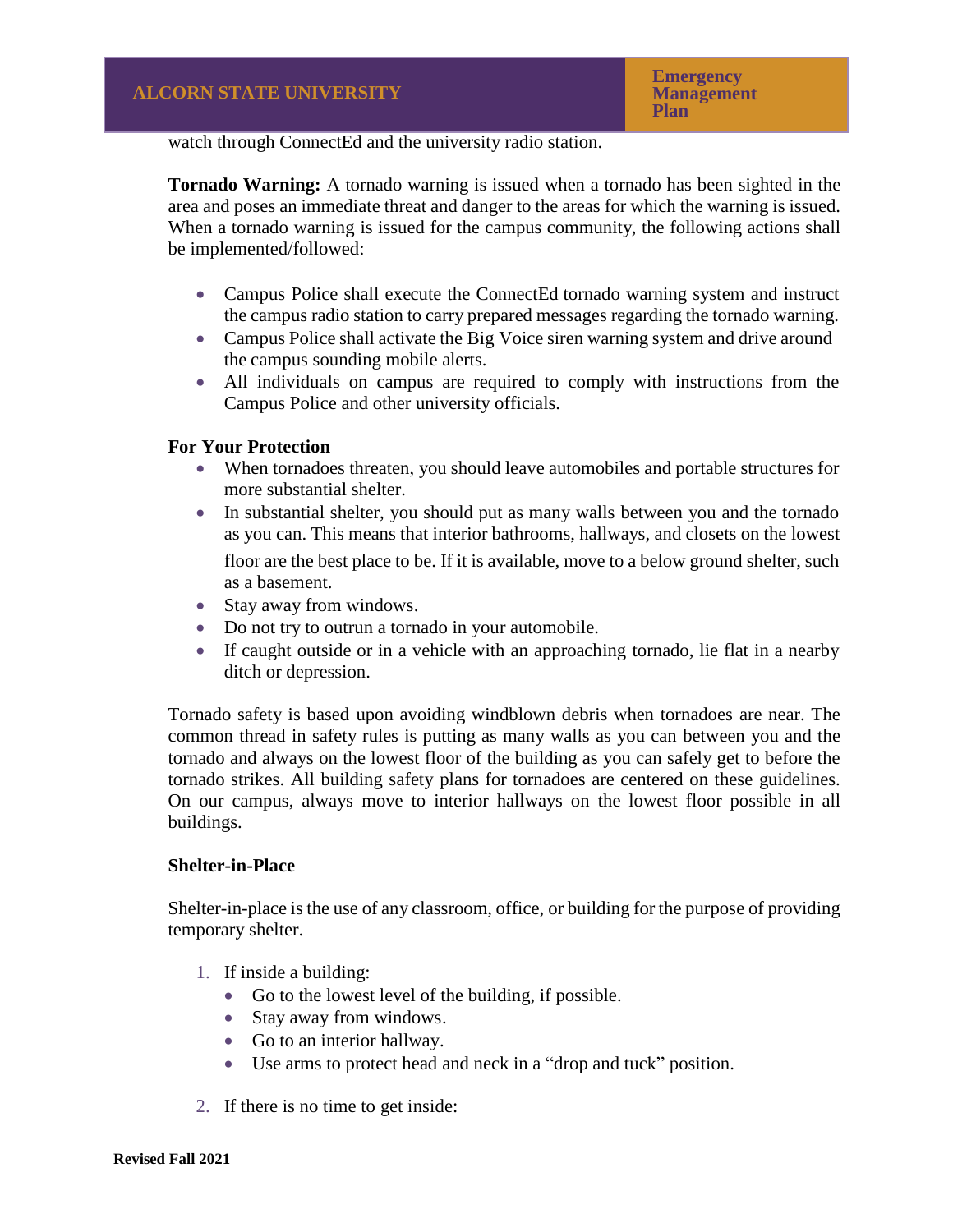watch through ConnectEd and the university radio station.

**Tornado Warning:** A tornado warning is issued when a tornado has been sighted in the area and poses an immediate threat and danger to the areas for which the warning is issued. When a tornado warning is issued for the campus community, the following actions shall be implemented/followed:

- Campus Police shall execute the ConnectEd tornado warning system and instruct the campus radio station to carry prepared messages regarding the tornado warning.
- Campus Police shall activate the Big Voice siren warning system and drive around the campus sounding mobile alerts.
- All individuals on campus are required to comply with instructions from the Campus Police and other university officials.

**For Your Protection**

- When tornadoes threaten, you should leave automobiles and portable structures for more substantial shelter.
- In substantial shelter, you should put as many walls between you and the tornado as you can. This means that interior bathrooms, hallways, and closets on the lowest floor are the best place to be. If it is available, move to a below ground shelter, such as a basement.
- Stay away from windows.
- Do not try to outrun a tornado in your automobile.
- If caught outside or in a vehicle with an approaching tornado, lie flat in a nearby ditch or depression.

Tornado safety is based upon avoiding windblown debris when tornadoes are near. The common thread in safety rules is putting as many walls as you can between you and the tornado and always on the lowest floor of the building as you can safely get to before the tornado strikes. All building safety plans for tornadoes are centered on these guidelines. On our campus, always move to interior hallways on the lowest floor possible in all buildings.

**Shelter-in-Place**

Shelter-in-place is the use of any classroom, office, or building for the purpose of providing temporary shelter.

1. If inside a building:
   - Go to the lowest level of the building, if possible.
   - Stay away from windows.
   - Go to an interior hallway.
   - Use arms to protect head and neck in a "drop and tuck" position.

2. If there is no time to get inside: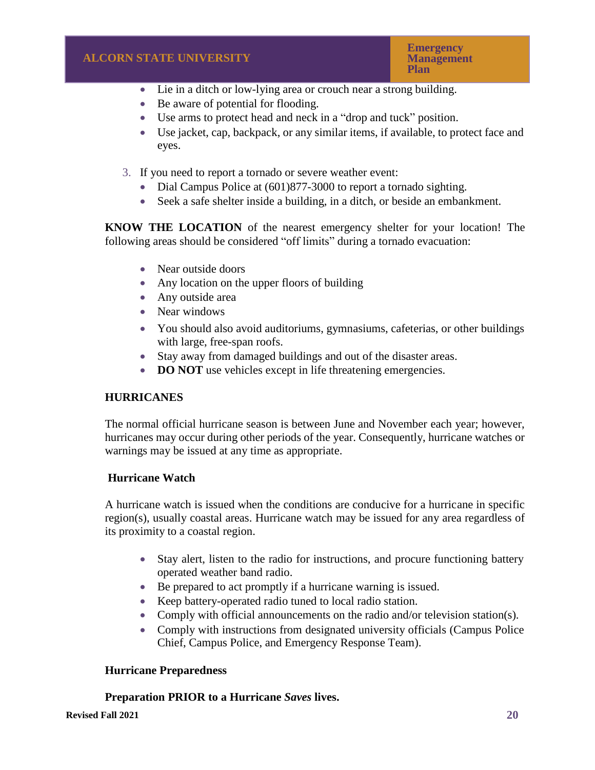- Lie in a ditch or low-lying area or crouch near a strong building.
- Be aware of potential for flooding.
- Use arms to protect head and neck in a "drop and tuck" position.
- Use jacket, cap, backpack, or any similar items, if available, to protect face and eyes.

3. If you need to report a tornado or severe weather event:
   - Dial Campus Police at (601)877-3000 to report a tornado sighting.
   - Seek a safe shelter inside a building, in a ditch, or beside an embankment.

**KNOW THE LOCATION** of the nearest emergency shelter for your location! The following areas should be considered "off limits" during a tornado evacuation:

- Near outside doors
- Any location on the upper floors of building
- Any outside area
- Near windows
- You should also avoid auditoriums, gymnasiums, cafeterias, or other buildings with large, free-span roofs.
- Stay away from damaged buildings and out of the disaster areas.
- **DO NOT** use vehicles except in life threatening emergencies.

## HURRICANES

The normal official hurricane season is between June and November each year; however, hurricanes may occur during other periods of the year. Consequently, hurricane watches or warnings may be issued at any time as appropriate.

### Hurricane Watch

A hurricane watch is issued when the conditions are conducive for a hurricane in specific region(s), usually coastal areas. Hurricane watch may be issued for any area regardless of its proximity to a coastal region.

- Stay alert, listen to the radio for instructions, and procure functioning battery operated weather band radio.
- Be prepared to act promptly if a hurricane warning is issued.
- Keep battery-operated radio tuned to local radio station.
- Comply with official announcements on the radio and/or television station(s).
- Comply with instructions from designated university officials (Campus Police Chief, Campus Police, and Emergency Response Team).

### Hurricane Preparedness

**Preparation PRIOR to a Hurricane *Saves* lives.**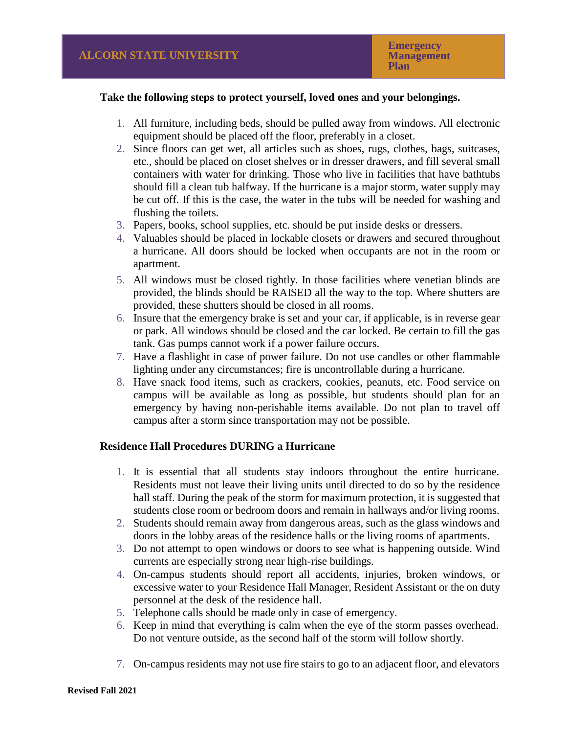**Take the following steps to protect yourself, loved ones and your belongings.**

1. All furniture, including beds, should be pulled away from windows. All electronic equipment should be placed off the floor, preferably in a closet.
2. Since floors can get wet, all articles such as shoes, rugs, clothes, bags, suitcases, etc., should be placed on closet shelves or in dresser drawers, and fill several small containers with water for drinking. Those who live in facilities that have bathtubs should fill a clean tub halfway. If the hurricane is a major storm, water supply may be cut off. If this is the case, the water in the tubs will be needed for washing and flushing the toilets.
3. Papers, books, school supplies, etc. should be put inside desks or dressers.
4. Valuables should be placed in lockable closets or drawers and secured throughout a hurricane. All doors should be locked when occupants are not in the room or apartment.
5. All windows must be closed tightly. In those facilities where venetian blinds are provided, the blinds should be RAISED all the way to the top. Where shutters are provided, these shutters should be closed in all rooms.
6. Insure that the emergency brake is set and your car, if applicable, is in reverse gear or park. All windows should be closed and the car locked. Be certain to fill the gas tank. Gas pumps cannot work if a power failure occurs.
7. Have a flashlight in case of power failure. Do not use candles or other flammable lighting under any circumstances; fire is uncontrollable during a hurricane.
8. Have snack food items, such as crackers, cookies, peanuts, etc. Food service on campus will be available as long as possible, but students should plan for an emergency by having non-perishable items available. Do not plan to travel off campus after a storm since transportation may not be possible.

**Residence Hall Procedures DURING a Hurricane**

1. It is essential that all students stay indoors throughout the entire hurricane. Residents must not leave their living units until directed to do so by the residence hall staff. During the peak of the storm for maximum protection, it is suggested that students close room or bedroom doors and remain in hallways and/or living rooms.
2. Students should remain away from dangerous areas, such as the glass windows and doors in the lobby areas of the residence halls or the living rooms of apartments.
3. Do not attempt to open windows or doors to see what is happening outside. Wind currents are especially strong near high-rise buildings.
4. On-campus students should report all accidents, injuries, broken windows, or excessive water to your Residence Hall Manager, Resident Assistant or the on duty personnel at the desk of the residence hall.
5. Telephone calls should be made only in case of emergency.
6. Keep in mind that everything is calm when the eye of the storm passes overhead. Do not venture outside, as the second half of the storm will follow shortly.
7. On-campus residents may not use fire stairs to go to an adjacent floor, and elevators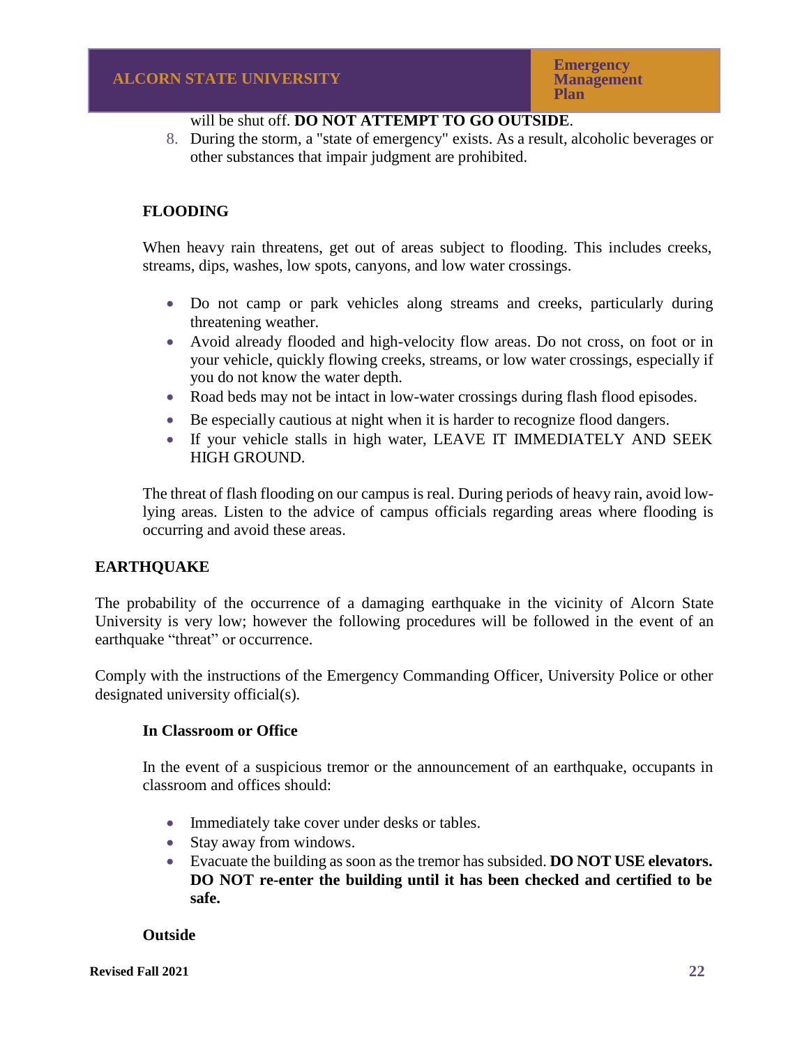will be shut off. **DO NOT ATTEMPT TO GO OUTSIDE**.

8. During the storm, a "state of emergency" exists. As a result, alcoholic beverages or other substances that impair judgment are prohibited.

### FLOODING

When heavy rain threatens, get out of areas subject to flooding. This includes creeks, streams, dips, washes, low spots, canyons, and low water crossings.

- Do not camp or park vehicles along streams and creeks, particularly during threatening weather.
- Avoid already flooded and high-velocity flow areas. Do not cross, on foot or in your vehicle, quickly flowing creeks, streams, or low water crossings, especially if you do not know the water depth.
- Road beds may not be intact in low-water crossings during flash flood episodes.
- Be especially cautious at night when it is harder to recognize flood dangers.
- If your vehicle stalls in high water, LEAVE IT IMMEDIATELY AND SEEK HIGH GROUND.

The threat of flash flooding on our campus is real. During periods of heavy rain, avoid low-lying areas. Listen to the advice of campus officials regarding areas where flooding is occurring and avoid these areas.

## EARTHQUAKE

The probability of the occurrence of a damaging earthquake in the vicinity of Alcorn State University is very low; however the following procedures will be followed in the event of an earthquake "threat" or occurrence.

Comply with the instructions of the Emergency Commanding Officer, University Police or other designated university official(s).

### In Classroom or Office

In the event of a suspicious tremor or the announcement of an earthquake, occupants in classroom and offices should:

- Immediately take cover under desks or tables.
- Stay away from windows.
- Evacuate the building as soon as the tremor has subsided. **DO NOT USE elevators. DO NOT re-enter the building until it has been checked and certified to be safe.**

### Outside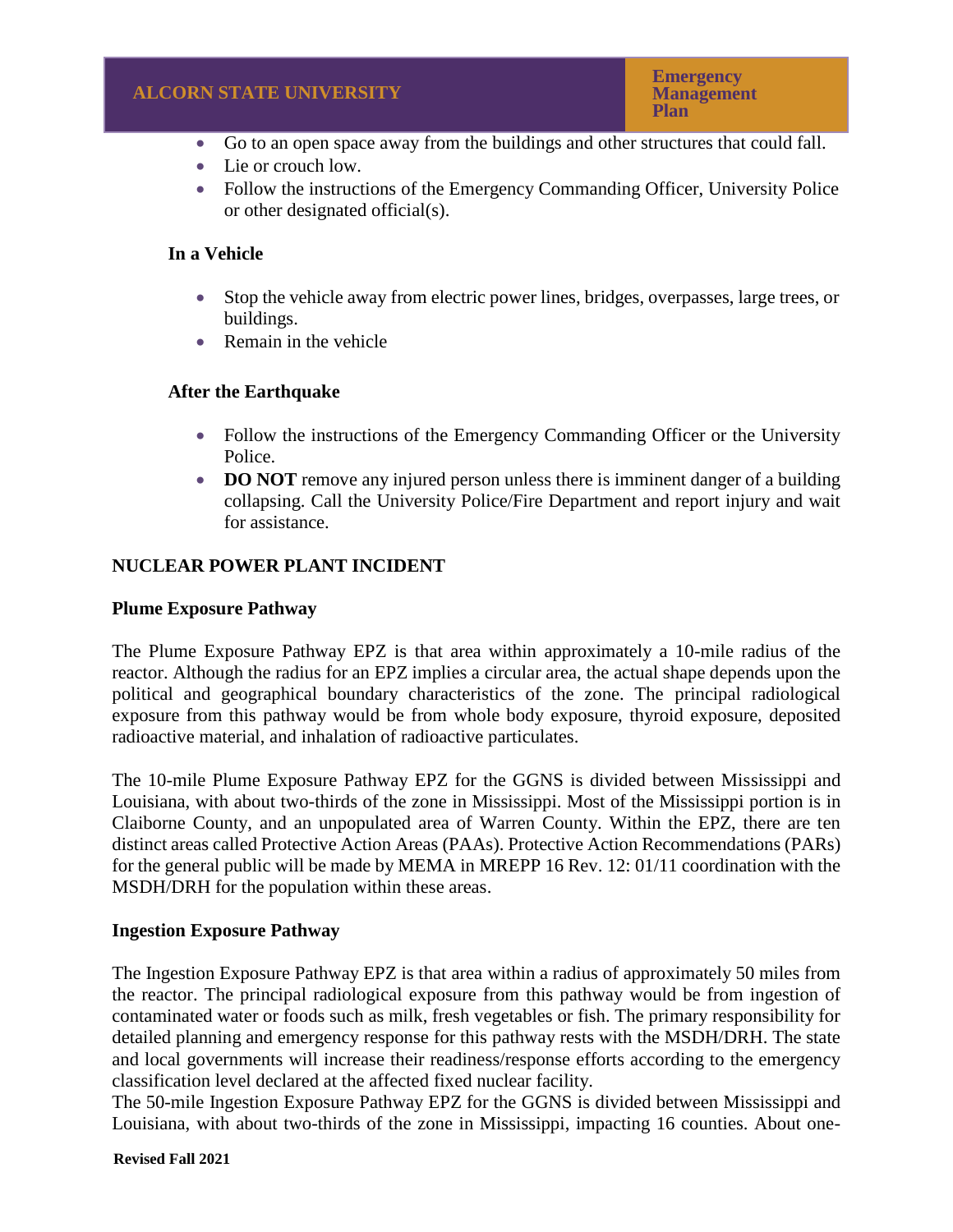- Go to an open space away from the buildings and other structures that could fall.
- Lie or crouch low.
- Follow the instructions of the Emergency Commanding Officer, University Police or other designated official(s).

**In a Vehicle**

- Stop the vehicle away from electric power lines, bridges, overpasses, large trees, or buildings.
- Remain in the vehicle

**After the Earthquake**

- Follow the instructions of the Emergency Commanding Officer or the University Police.
- **DO NOT** remove any injured person unless there is imminent danger of a building collapsing. Call the University Police/Fire Department and report injury and wait for assistance.

## NUCLEAR POWER PLANT INCIDENT

### Plume Exposure Pathway

The Plume Exposure Pathway EPZ is that area within approximately a 10-mile radius of the reactor. Although the radius for an EPZ implies a circular area, the actual shape depends upon the political and geographical boundary characteristics of the zone. The principal radiological exposure from this pathway would be from whole body exposure, thyroid exposure, deposited radioactive material, and inhalation of radioactive particulates.

The 10-mile Plume Exposure Pathway EPZ for the GGNS is divided between Mississippi and Louisiana, with about two-thirds of the zone in Mississippi. Most of the Mississippi portion is in Claiborne County, and an unpopulated area of Warren County. Within the EPZ, there are ten distinct areas called Protective Action Areas (PAAs). Protective Action Recommendations (PARs) for the general public will be made by MEMA in MREPP 16 Rev. 12: 01/11 coordination with the MSDH/DRH for the population within these areas.

### Ingestion Exposure Pathway

The Ingestion Exposure Pathway EPZ is that area within a radius of approximately 50 miles from the reactor. The principal radiological exposure from this pathway would be from ingestion of contaminated water or foods such as milk, fresh vegetables or fish. The primary responsibility for detailed planning and emergency response for this pathway rests with the MSDH/DRH. The state and local governments will increase their readiness/response efforts according to the emergency classification level declared at the affected fixed nuclear facility.

The 50-mile Ingestion Exposure Pathway EPZ for the GGNS is divided between Mississippi and Louisiana, with about two-thirds of the zone in Mississippi, impacting 16 counties. About one-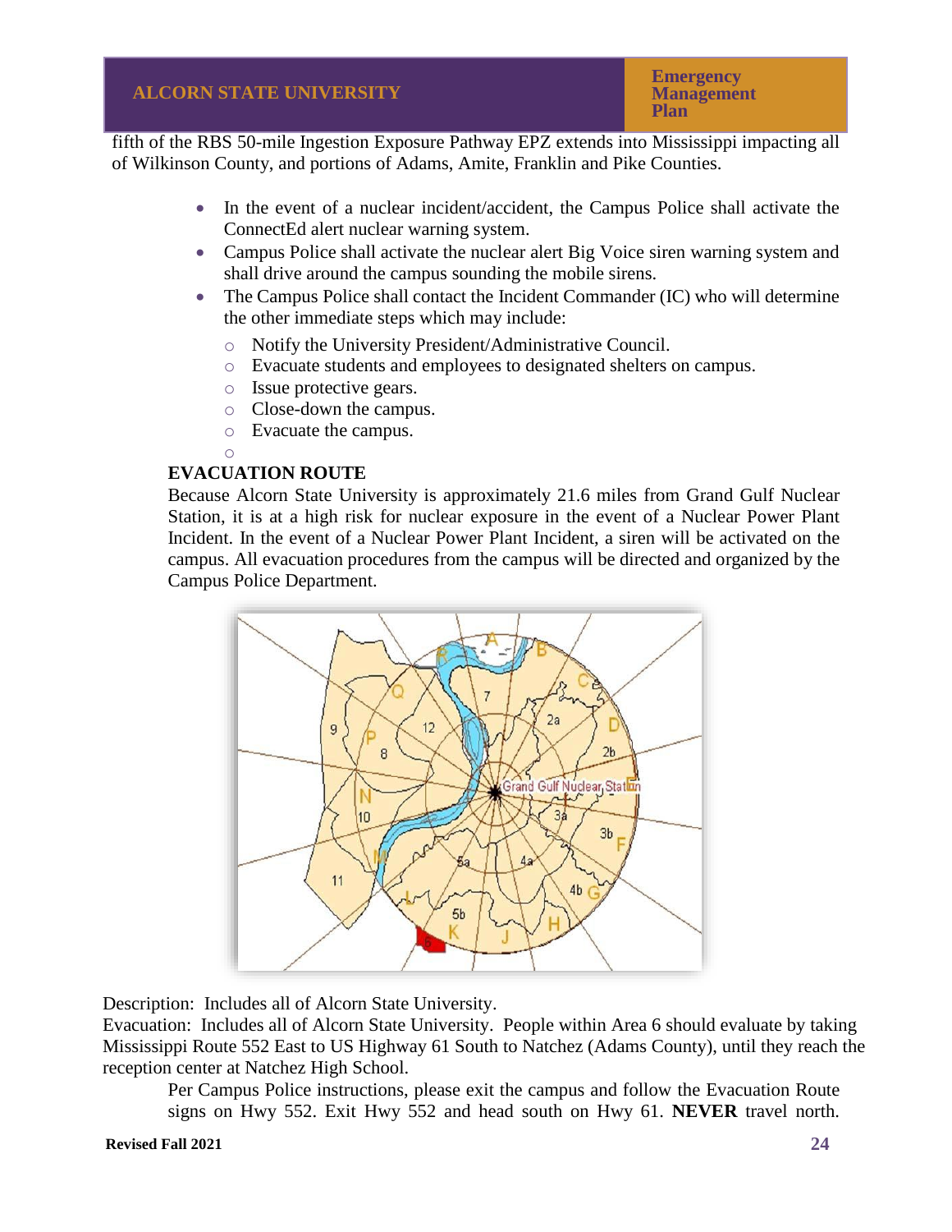fifth of the RBS 50-mile Ingestion Exposure Pathway EPZ extends into Mississippi impacting all of Wilkinson County, and portions of Adams, Amite, Franklin and Pike Counties.

- In the event of a nuclear incident/accident, the Campus Police shall activate the ConnectEd alert nuclear warning system.
- Campus Police shall activate the nuclear alert Big Voice siren warning system and shall drive around the campus sounding the mobile sirens.
- The Campus Police shall contact the Incident Commander (IC) who will determine the other immediate steps which may include:
  - Notify the University President/Administrative Council.
  - Evacuate students and employees to designated shelters on campus.
  - Issue protective gears.
  - Close-down the campus.
  - Evacuate the campus.

**EVACUATION ROUTE**

Because Alcorn State University is approximately 21.6 miles from Grand Gulf Nuclear Station, it is at a high risk for nuclear exposure in the event of a Nuclear Power Plant Incident. In the event of a Nuclear Power Plant Incident, a siren will be activated on the campus. All evacuation procedures from the campus will be directed and organized by the Campus Police Department.

Description: Includes all of Alcorn State University.
Evacuation: Includes all of Alcorn State University. People within Area 6 should evaluate by taking Mississippi Route 552 East to US Highway 61 South to Natchez (Adams County), until they reach the reception center at Natchez High School.

Per Campus Police instructions, please exit the campus and follow the Evacuation Route signs on Hwy 552. Exit Hwy 552 and head south on Hwy 61. **NEVER** travel north.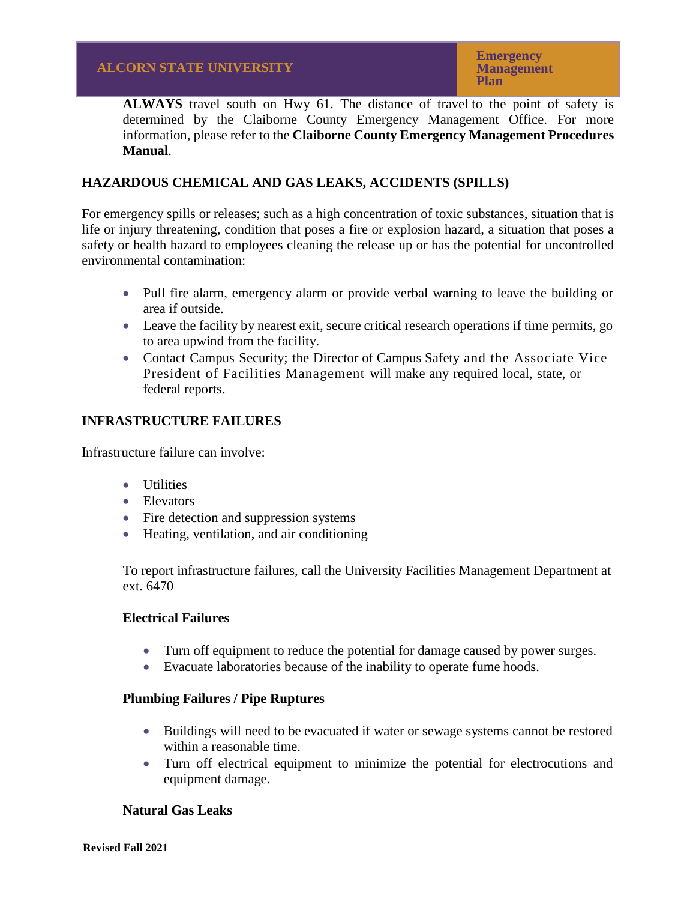**ALWAYS** travel south on Hwy 61. The distance of travel to the point of safety is determined by the Claiborne County Emergency Management Office. For more information, please refer to the **Claiborne County Emergency Management Procedures Manual**.

## HAZARDOUS CHEMICAL AND GAS LEAKS, ACCIDENTS (SPILLS)

For emergency spills or releases; such as a high concentration of toxic substances, situation that is life or injury threatening, condition that poses a fire or explosion hazard, a situation that poses a safety or health hazard to employees cleaning the release up or has the potential for uncontrolled environmental contamination:

- Pull fire alarm, emergency alarm or provide verbal warning to leave the building or area if outside.
- Leave the facility by nearest exit, secure critical research operations if time permits, go to area upwind from the facility.
- Contact Campus Security; the Director of Campus Safety and the Associate Vice President of Facilities Management will make any required local, state, or federal reports.

## INFRASTRUCTURE FAILURES

Infrastructure failure can involve:

- Utilities
- Elevators
- Fire detection and suppression systems
- Heating, ventilation, and air conditioning

To report infrastructure failures, call the University Facilities Management Department at ext. 6470

### Electrical Failures

- Turn off equipment to reduce the potential for damage caused by power surges.
- Evacuate laboratories because of the inability to operate fume hoods.

### Plumbing Failures / Pipe Ruptures

- Buildings will need to be evacuated if water or sewage systems cannot be restored within a reasonable time.
- Turn off electrical equipment to minimize the potential for electrocutions and equipment damage.

### Natural Gas Leaks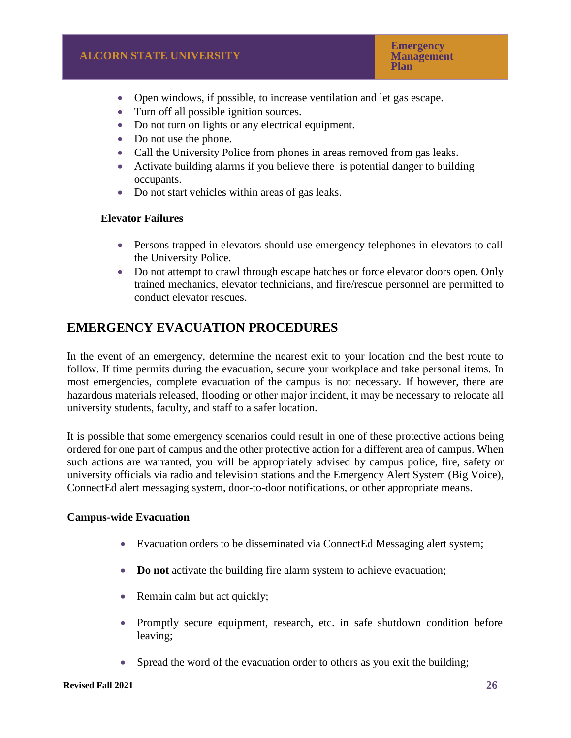- Open windows, if possible, to increase ventilation and let gas escape.
- Turn off all possible ignition sources.
- Do not turn on lights or any electrical equipment.
- Do not use the phone.
- Call the University Police from phones in areas removed from gas leaks.
- Activate building alarms if you believe there is potential danger to building occupants.
- Do not start vehicles within areas of gas leaks.

**Elevator Failures**

- Persons trapped in elevators should use emergency telephones in elevators to call the University Police.
- Do not attempt to crawl through escape hatches or force elevator doors open. Only trained mechanics, elevator technicians, and fire/rescue personnel are permitted to conduct elevator rescues.

## EMERGENCY EVACUATION PROCEDURES

In the event of an emergency, determine the nearest exit to your location and the best route to follow. If time permits during the evacuation, secure your workplace and take personal items. In most emergencies, complete evacuation of the campus is not necessary. If however, there are hazardous materials released, flooding or other major incident, it may be necessary to relocate all university students, faculty, and staff to a safer location.

It is possible that some emergency scenarios could result in one of these protective actions being ordered for one part of campus and the other protective action for a different area of campus. When such actions are warranted, you will be appropriately advised by campus police, fire, safety or university officials via radio and television stations and the Emergency Alert System (Big Voice), ConnectEd alert messaging system, door-to-door notifications, or other appropriate means.

**Campus-wide Evacuation**

- Evacuation orders to be disseminated via ConnectEd Messaging alert system;
- **Do not** activate the building fire alarm system to achieve evacuation;
- Remain calm but act quickly;
- Promptly secure equipment, research, etc. in safe shutdown condition before leaving;
- Spread the word of the evacuation order to others as you exit the building;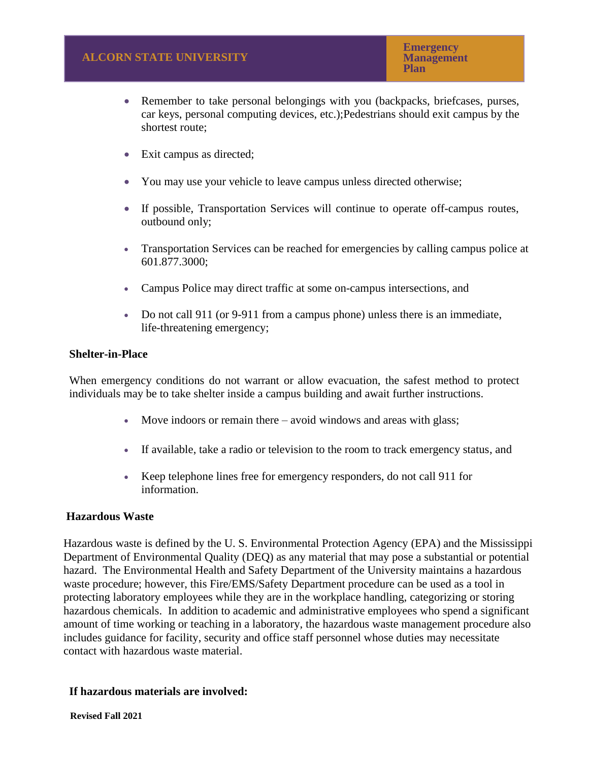- Remember to take personal belongings with you (backpacks, briefcases, purses, car keys, personal computing devices, etc.);Pedestrians should exit campus by the shortest route;

- Exit campus as directed;

- You may use your vehicle to leave campus unless directed otherwise;

- If possible, Transportation Services will continue to operate off-campus routes, outbound only;

- Transportation Services can be reached for emergencies by calling campus police at 601.877.3000;

- Campus Police may direct traffic at some on-campus intersections, and

- Do not call 911 (or 9-911 from a campus phone) unless there is an immediate, life-threatening emergency;

**Shelter-in-Place**

When emergency conditions do not warrant or allow evacuation, the safest method to protect individuals may be to take shelter inside a campus building and await further instructions.

- Move indoors or remain there – avoid windows and areas with glass;

- If available, take a radio or television to the room to track emergency status, and

- Keep telephone lines free for emergency responders, do not call 911 for information.

**Hazardous Waste**

Hazardous waste is defined by the U. S. Environmental Protection Agency (EPA) and the Mississippi Department of Environmental Quality (DEQ) as any material that may pose a substantial or potential hazard. The Environmental Health and Safety Department of the University maintains a hazardous waste procedure; however, this Fire/EMS/Safety Department procedure can be used as a tool in protecting laboratory employees while they are in the workplace handling, categorizing or storing hazardous chemicals. In addition to academic and administrative employees who spend a significant amount of time working or teaching in a laboratory, the hazardous waste management procedure also includes guidance for facility, security and office staff personnel whose duties may necessitate contact with hazardous waste material.

**If hazardous materials are involved:**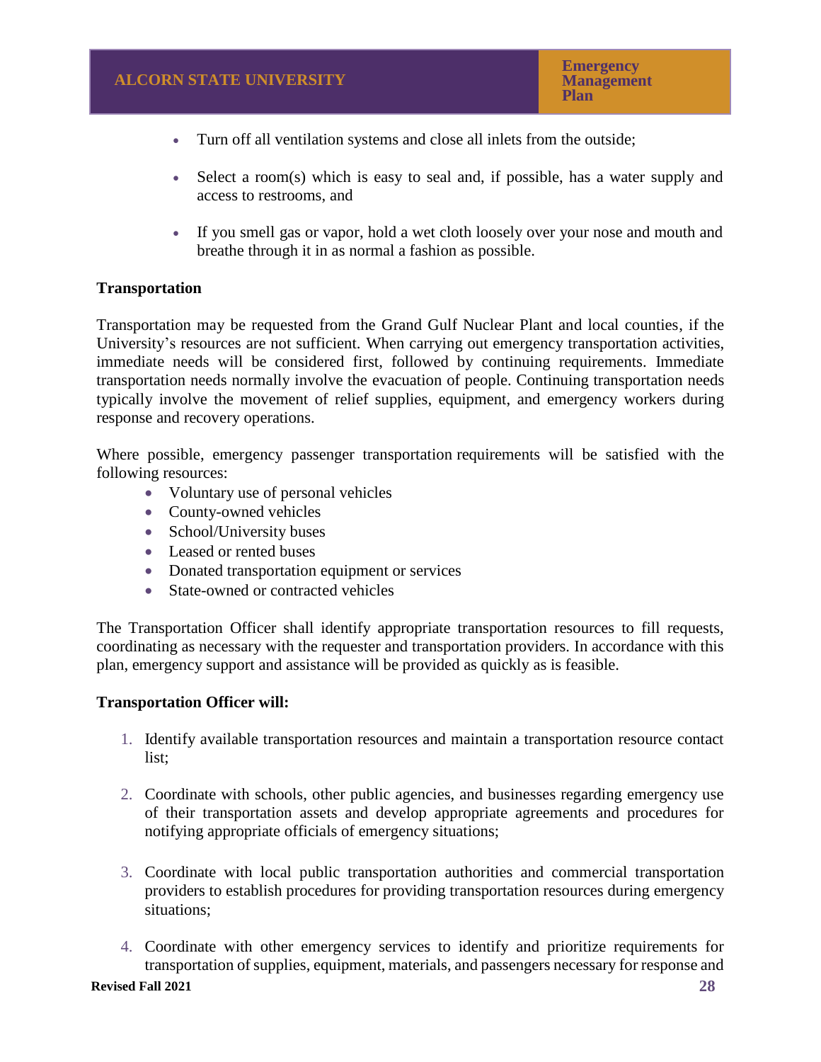- Turn off all ventilation systems and close all inlets from the outside;
- Select a room(s) which is easy to seal and, if possible, has a water supply and access to restrooms, and
- If you smell gas or vapor, hold a wet cloth loosely over your nose and mouth and breathe through it in as normal a fashion as possible.

**Transportation**

Transportation may be requested from the Grand Gulf Nuclear Plant and local counties, if the University's resources are not sufficient. When carrying out emergency transportation activities, immediate needs will be considered first, followed by continuing requirements. Immediate transportation needs normally involve the evacuation of people. Continuing transportation needs typically involve the movement of relief supplies, equipment, and emergency workers during response and recovery operations.

Where possible, emergency passenger transportation requirements will be satisfied with the following resources:

- Voluntary use of personal vehicles
- County-owned vehicles
- School/University buses
- Leased or rented buses
- Donated transportation equipment or services
- State-owned or contracted vehicles

The Transportation Officer shall identify appropriate transportation resources to fill requests, coordinating as necessary with the requester and transportation providers. In accordance with this plan, emergency support and assistance will be provided as quickly as is feasible.

**Transportation Officer will:**

1. Identify available transportation resources and maintain a transportation resource contact list;
2. Coordinate with schools, other public agencies, and businesses regarding emergency use of their transportation assets and develop appropriate agreements and procedures for notifying appropriate officials of emergency situations;
3. Coordinate with local public transportation authorities and commercial transportation providers to establish procedures for providing transportation resources during emergency situations;
4. Coordinate with other emergency services to identify and prioritize requirements for transportation of supplies, equipment, materials, and passengers necessary for response and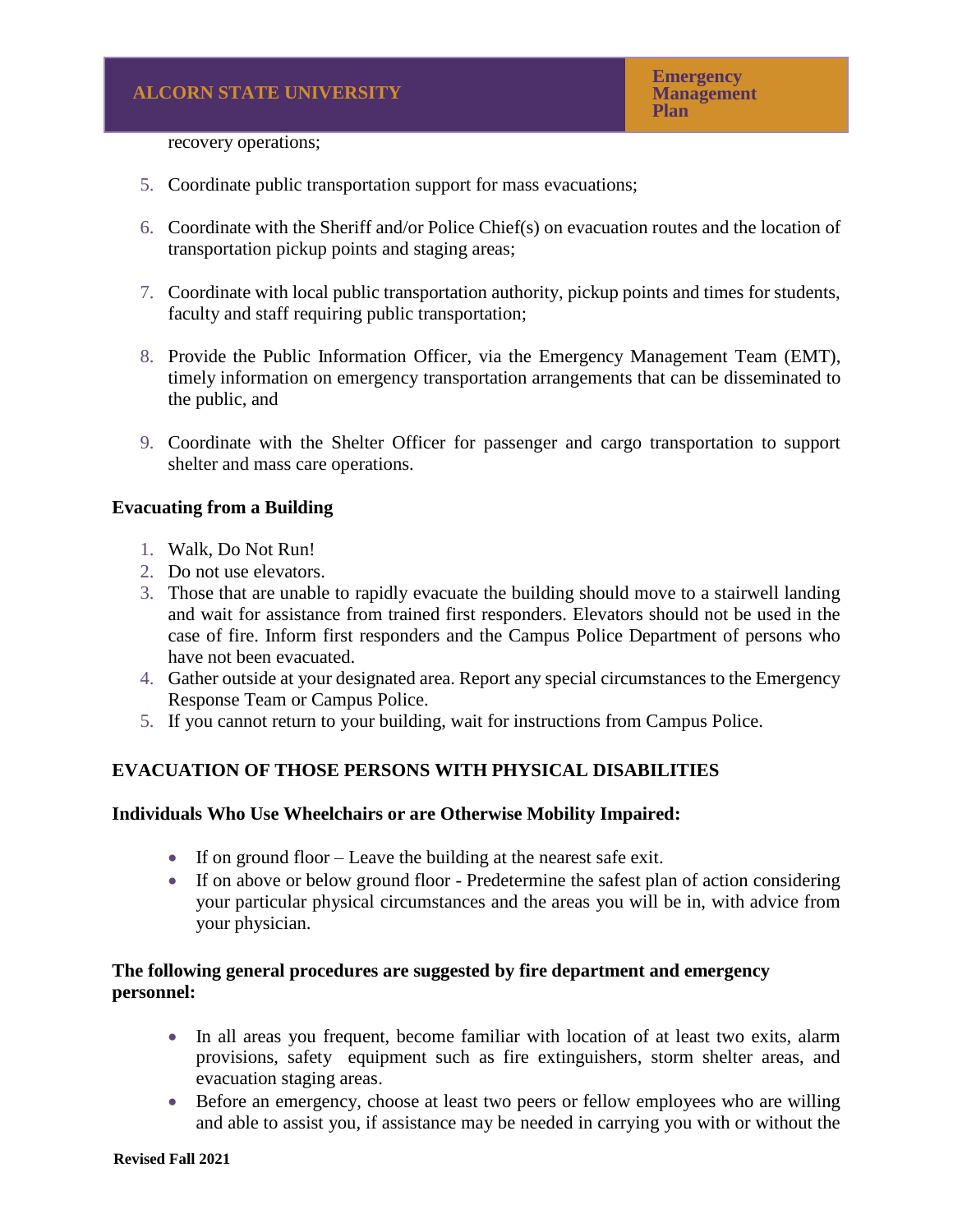recovery operations;

5. Coordinate public transportation support for mass evacuations;

6. Coordinate with the Sheriff and/or Police Chief(s) on evacuation routes and the location of transportation pickup points and staging areas;

7. Coordinate with local public transportation authority, pickup points and times for students, faculty and staff requiring public transportation;

8. Provide the Public Information Officer, via the Emergency Management Team (EMT), timely information on emergency transportation arrangements that can be disseminated to the public, and

9. Coordinate with the Shelter Officer for passenger and cargo transportation to support shelter and mass care operations.

**Evacuating from a Building**

1. Walk, Do Not Run!
2. Do not use elevators.
3. Those that are unable to rapidly evacuate the building should move to a stairwell landing and wait for assistance from trained first responders. Elevators should not be used in the case of fire. Inform first responders and the Campus Police Department of persons who have not been evacuated.
4. Gather outside at your designated area. Report any special circumstances to the Emergency Response Team or Campus Police.
5. If you cannot return to your building, wait for instructions from Campus Police.

## EVACUATION OF THOSE PERSONS WITH PHYSICAL DISABILITIES

**Individuals Who Use Wheelchairs or are Otherwise Mobility Impaired:**

- If on ground floor – Leave the building at the nearest safe exit.
- If on above or below ground floor - Predetermine the safest plan of action considering your particular physical circumstances and the areas you will be in, with advice from your physician.

**The following general procedures are suggested by fire department and emergency personnel:**

- In all areas you frequent, become familiar with location of at least two exits, alarm provisions, safety equipment such as fire extinguishers, storm shelter areas, and evacuation staging areas.
- Before an emergency, choose at least two peers or fellow employees who are willing and able to assist you, if assistance may be needed in carrying you with or without the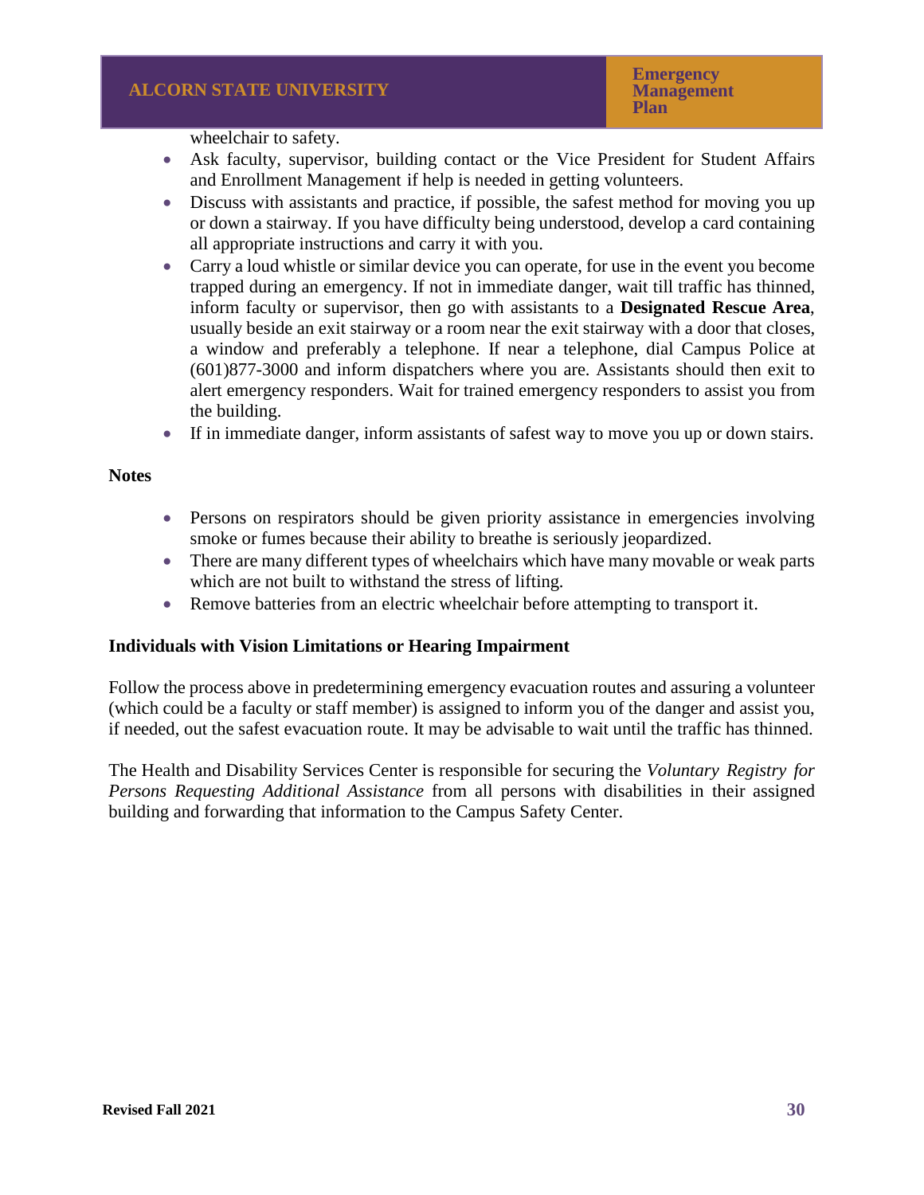wheelchair to safety.

- Ask faculty, supervisor, building contact or the Vice President for Student Affairs and Enrollment Management if help is needed in getting volunteers.
- Discuss with assistants and practice, if possible, the safest method for moving you up or down a stairway. If you have difficulty being understood, develop a card containing all appropriate instructions and carry it with you.
- Carry a loud whistle or similar device you can operate, for use in the event you become trapped during an emergency. If not in immediate danger, wait till traffic has thinned, inform faculty or supervisor, then go with assistants to a **Designated Rescue Area**, usually beside an exit stairway or a room near the exit stairway with a door that closes, a window and preferably a telephone. If near a telephone, dial Campus Police at (601)877-3000 and inform dispatchers where you are. Assistants should then exit to alert emergency responders. Wait for trained emergency responders to assist you from the building.
- If in immediate danger, inform assistants of safest way to move you up or down stairs.

**Notes**

- Persons on respirators should be given priority assistance in emergencies involving smoke or fumes because their ability to breathe is seriously jeopardized.
- There are many different types of wheelchairs which have many movable or weak parts which are not built to withstand the stress of lifting.
- Remove batteries from an electric wheelchair before attempting to transport it.

**Individuals with Vision Limitations or Hearing Impairment**

Follow the process above in predetermining emergency evacuation routes and assuring a volunteer (which could be a faculty or staff member) is assigned to inform you of the danger and assist you, if needed, out the safest evacuation route. It may be advisable to wait until the traffic has thinned.

The Health and Disability Services Center is responsible for securing the *Voluntary Registry for Persons Requesting Additional Assistance* from all persons with disabilities in their assigned building and forwarding that information to the Campus Safety Center.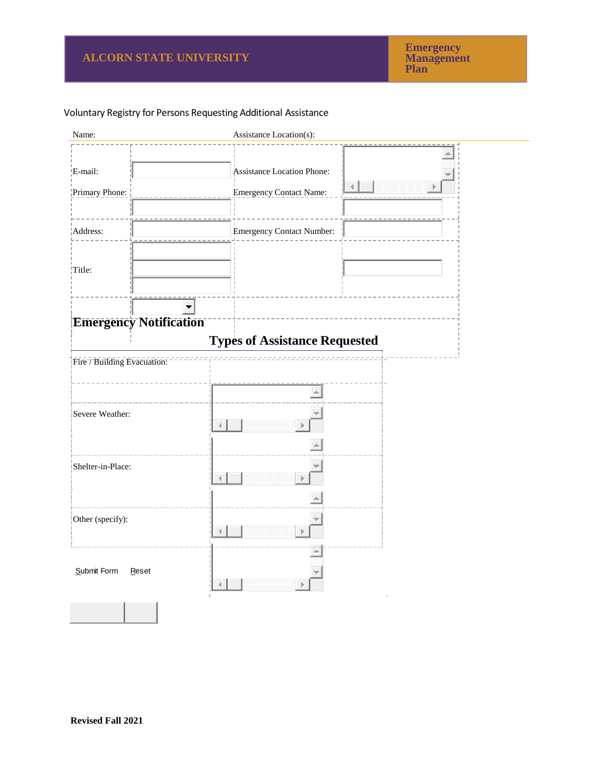Voluntary Registry for Persons Requesting Additional Assistance

| Name: | | Assistance Location(s): | |
|---|---|---|---|
| E-mail: | | Assistance Location Phone: | |
| Primary Phone: | | Emergency Contact Name: | |
| Address: | | Emergency Contact Number: | |
| Title: | | | |

## Emergency Notification

## Types of Assistance Requested

| | |
|---|---|
| Fire / Building Evacuation: | |
| Severe Weather: | |
| Shelter-in-Place: | |
| Other (specify): | |

Submit Form    Reset

**Revised Fall 2021**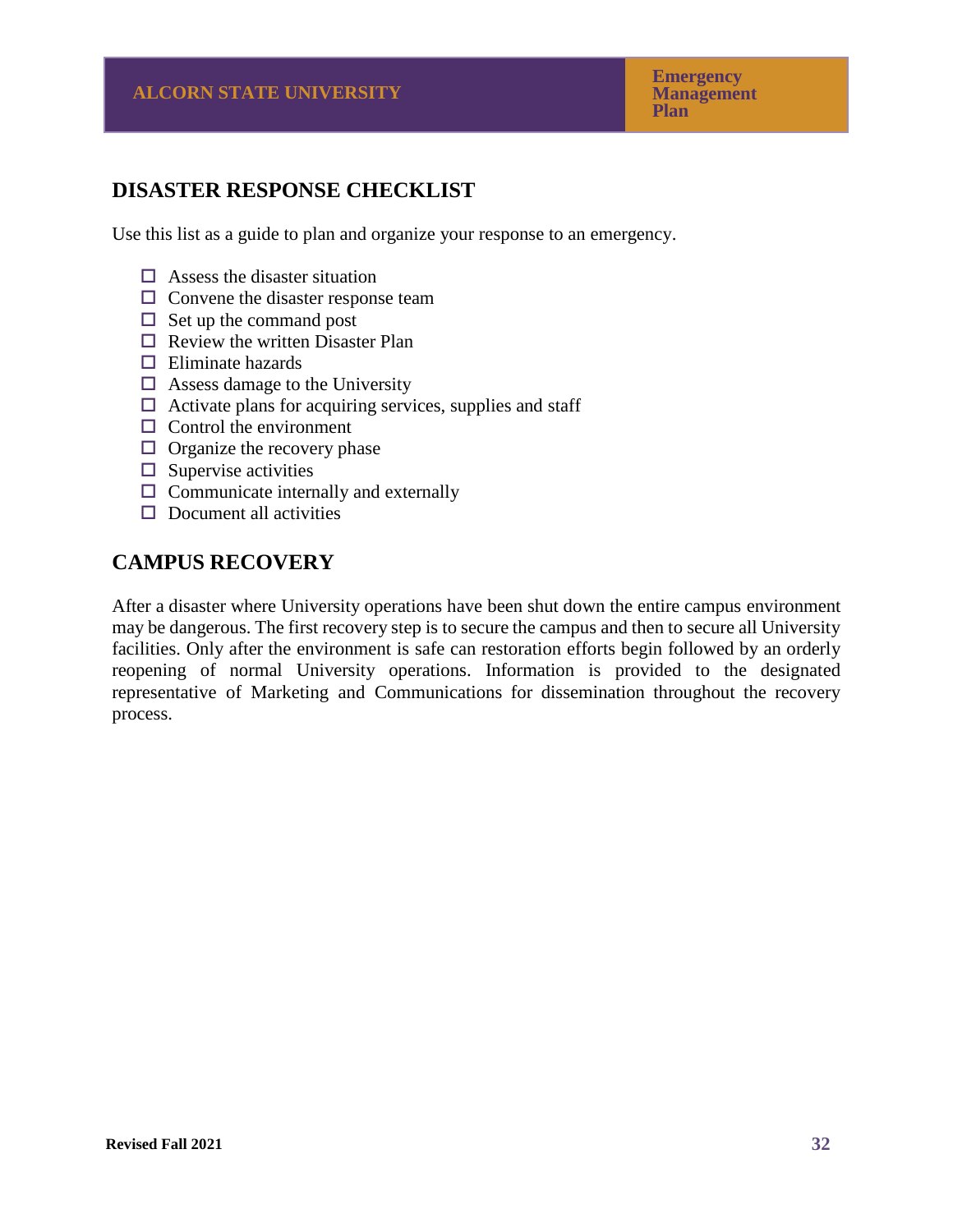## DISASTER RESPONSE CHECKLIST

Use this list as a guide to plan and organize your response to an emergency.

- ☐ Assess the disaster situation
- ☐ Convene the disaster response team
- ☐ Set up the command post
- ☐ Review the written Disaster Plan
- ☐ Eliminate hazards
- ☐ Assess damage to the University
- ☐ Activate plans for acquiring services, supplies and staff
- ☐ Control the environment
- ☐ Organize the recovery phase
- ☐ Supervise activities
- ☐ Communicate internally and externally
- ☐ Document all activities

## CAMPUS RECOVERY

After a disaster where University operations have been shut down the entire campus environment may be dangerous. The first recovery step is to secure the campus and then to secure all University facilities. Only after the environment is safe can restoration efforts begin followed by an orderly reopening of normal University operations. Information is provided to the designated representative of Marketing and Communications for dissemination throughout the recovery process.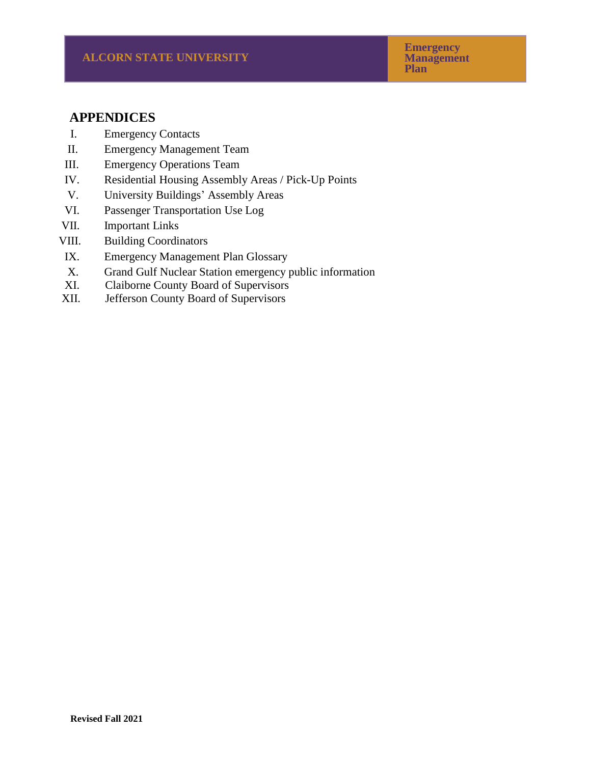## APPENDICES

I. Emergency Contacts
II. Emergency Management Team
III. Emergency Operations Team
IV. Residential Housing Assembly Areas / Pick-Up Points
V. University Buildings' Assembly Areas
VI. Passenger Transportation Use Log
VII. Important Links
VIII. Building Coordinators
IX. Emergency Management Plan Glossary
X. Grand Gulf Nuclear Station emergency public information
XI. Claiborne County Board of Supervisors
XII. Jefferson County Board of Supervisors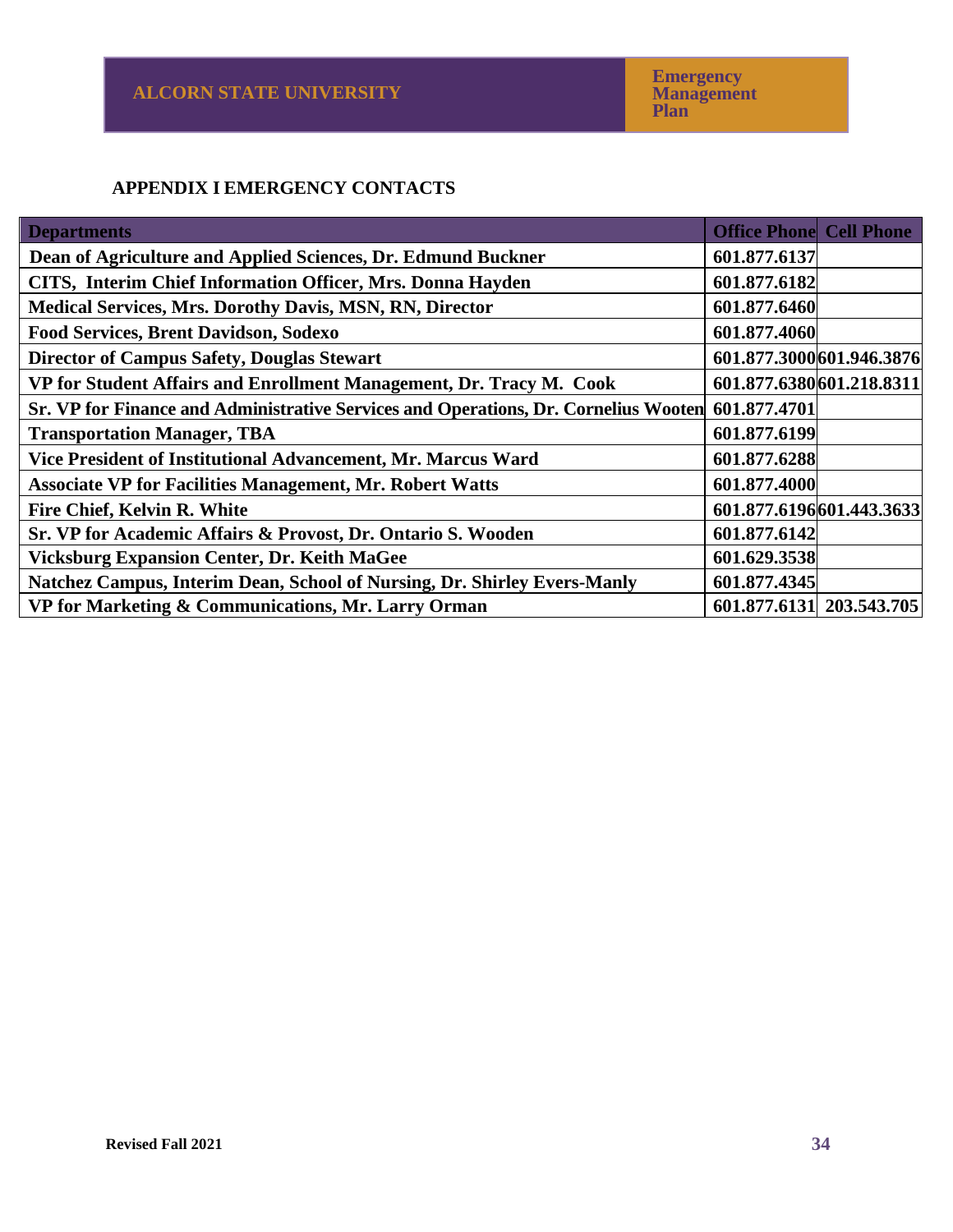## APPENDIX I EMERGENCY CONTACTS

| Departments | Office Phone | Cell Phone |
|---|---|---|
| Dean of Agriculture and Applied Sciences, Dr. Edmund Buckner | 601.877.6137 | |
| CITS, Interim Chief Information Officer, Mrs. Donna Hayden | 601.877.6182 | |
| Medical Services, Mrs. Dorothy Davis, MSN, RN, Director | 601.877.6460 | |
| Food Services, Brent Davidson, Sodexo | 601.877.4060 | |
| Director of Campus Safety, Douglas Stewart | 601.877.3000 | 601.946.3876 |
| VP for Student Affairs and Enrollment Management, Dr. Tracy M. Cook | 601.877.6380 | 601.218.8311 |
| Sr. VP for Finance and Administrative Services and Operations, Dr. Cornelius Wooten | 601.877.4701 | |
| Transportation Manager, TBA | 601.877.6199 | |
| Vice President of Institutional Advancement, Mr. Marcus Ward | 601.877.6288 | |
| Associate VP for Facilities Management, Mr. Robert Watts | 601.877.4000 | |
| Fire Chief, Kelvin R. White | 601.877.6196 | 601.443.3633 |
| Sr. VP for Academic Affairs & Provost, Dr. Ontario S. Wooden | 601.877.6142 | |
| Vicksburg Expansion Center, Dr. Keith MaGee | 601.629.3538 | |
| Natchez Campus, Interim Dean, School of Nursing, Dr. Shirley Evers-Manly | 601.877.4345 | |
| VP for Marketing & Communications, Mr. Larry Orman | 601.877.6131 | 203.543.705 |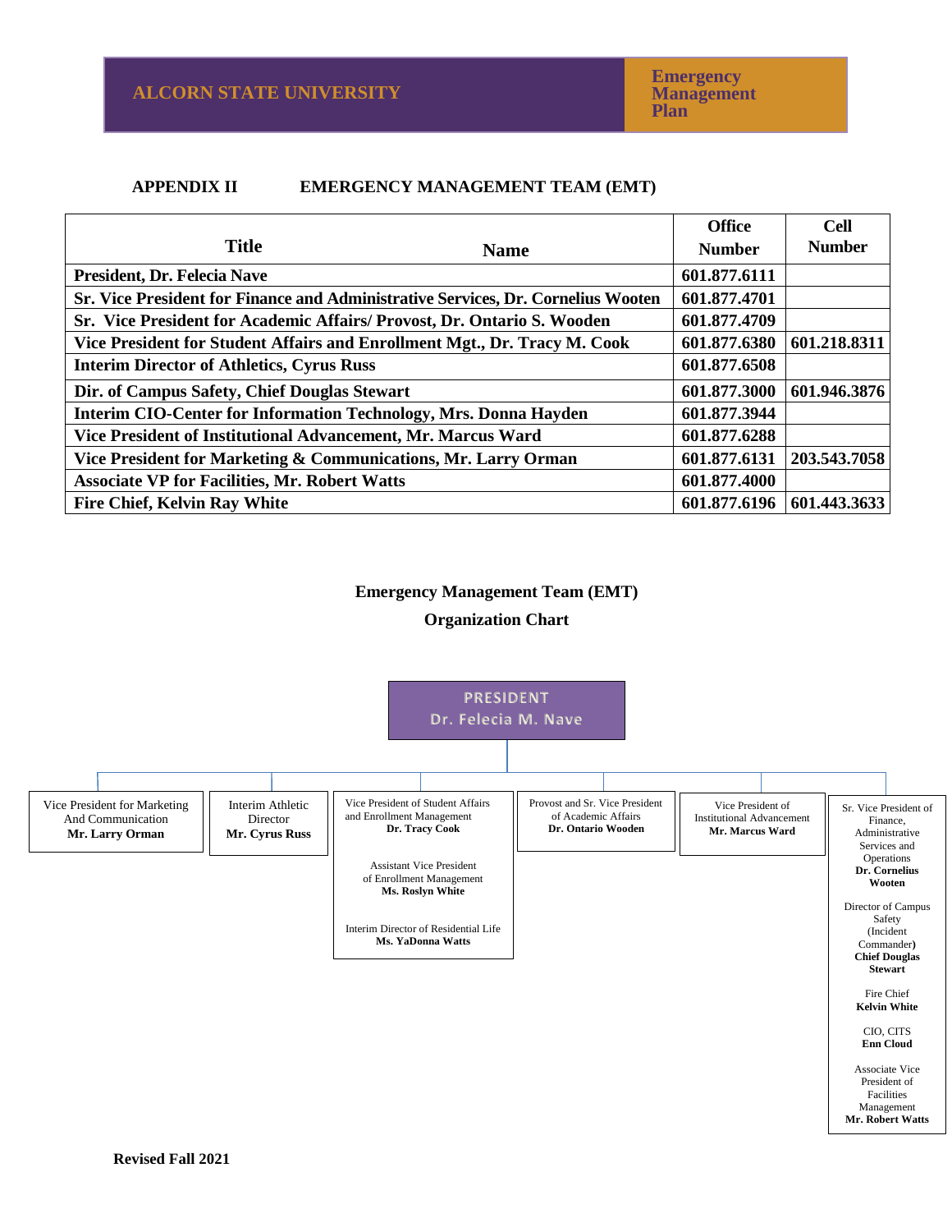## APPENDIX II EMERGENCY MANAGEMENT TEAM (EMT)

| Title Name | Office Number | Cell Number |
|---|---|---|
| **President, Dr. Felecia Nave** | **601.877.6111** | |
| **Sr. Vice President for Finance and Administrative Services, Dr. Cornelius Wooten** | **601.877.4701** | |
| **Sr. Vice President for Academic Affairs/ Provost, Dr. Ontario S. Wooden** | **601.877.4709** | |
| **Vice President for Student Affairs and Enrollment Mgt., Dr. Tracy M. Cook** | **601.877.6380** | **601.218.8311** |
| **Interim Director of Athletics, Cyrus Russ** | **601.877.6508** | |
| **Dir. of Campus Safety, Chief Douglas Stewart** | **601.877.3000** | **601.946.3876** |
| **Interim CIO-Center for Information Technology, Mrs. Donna Hayden** | **601.877.3944** | |
| **Vice President of Institutional Advancement, Mr. Marcus Ward** | **601.877.6288** | |
| **Vice President for Marketing & Communications, Mr. Larry Orman** | **601.877.6131** | **203.543.7058** |
| **Associate VP for Facilities, Mr. Robert Watts** | **601.877.4000** | |
| **Fire Chief, Kelvin Ray White** | **601.877.6196** | **601.443.3633** |

### Emergency Management Team (EMT)

### Organization Chart

**PRESIDENT**
**Dr. Felecia M. Nave**

- Vice President for Marketing And Communication
  **Mr. Larry Orman**
- Interim Athletic Director
  **Mr. Cyrus Russ**
- Vice President of Student Affairs and Enrollment Management
  **Dr. Tracy Cook**
  - Assistant Vice President of Enrollment Management
    **Ms. Roslyn White**
  - Interim Director of Residential Life
    **Ms. YaDonna Watts**
- Provost and Sr. Vice President of Academic Affairs
  **Dr. Ontario Wooden**
- Vice President of Institutional Advancement
  **Mr. Marcus Ward**
- Sr. Vice President of Finance, Administrative Services and Operations
  **Dr. Cornelius Wooten**
  - Director of Campus Safety (Incident Commander)
    **Chief Douglas Stewart**
  - Fire Chief
    **Kelvin White**
  - CIO, CITS
    **Enn Cloud**
  - Associate Vice President of Facilities Management
    **Mr. Robert Watts**

**Revised Fall 2021**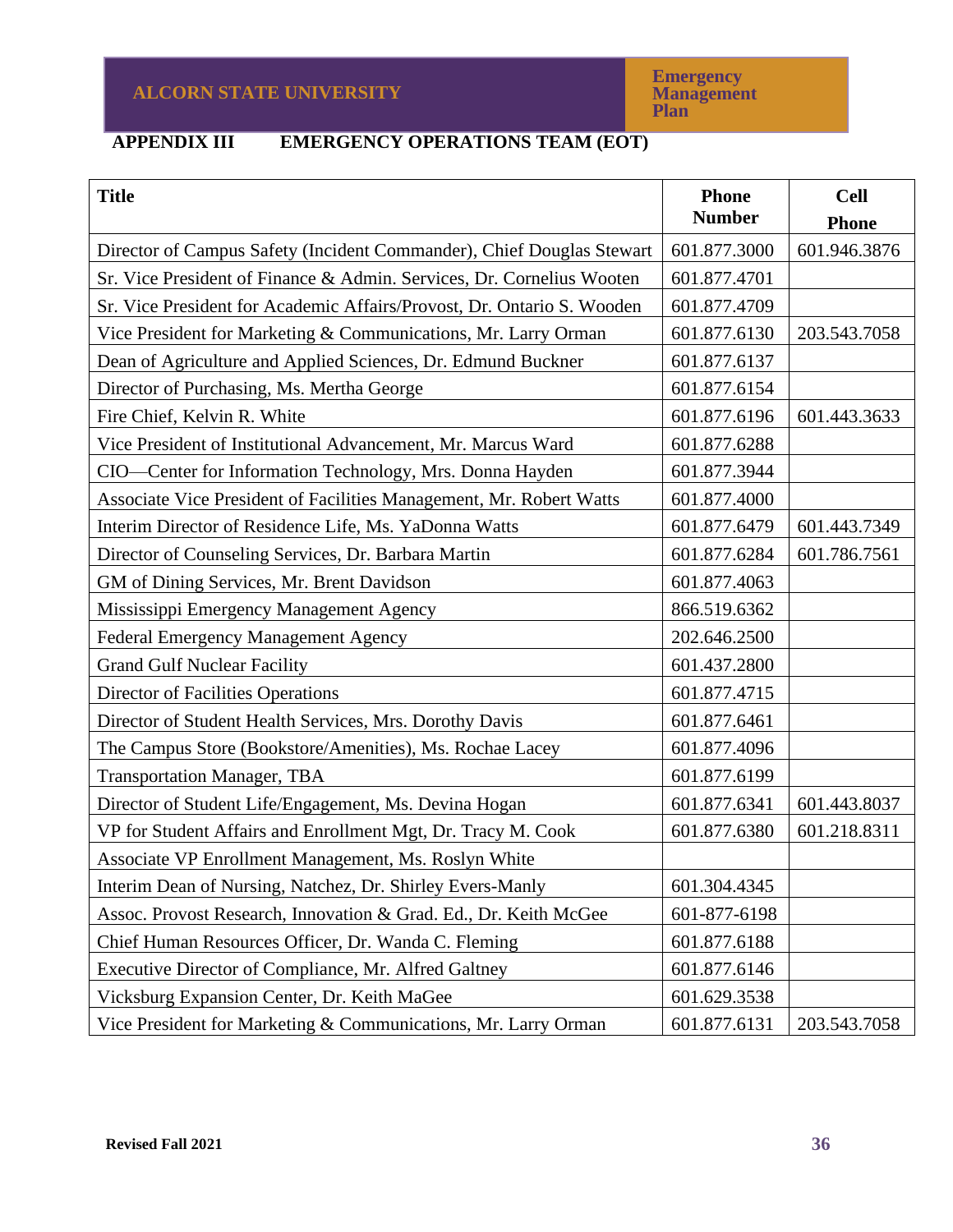## APPENDIX III EMERGENCY OPERATIONS TEAM (EOT)

| Title | Phone Number | Cell Phone |
|---|---|---|
| Director of Campus Safety (Incident Commander), Chief Douglas Stewart | 601.877.3000 | 601.946.3876 |
| Sr. Vice President of Finance & Admin. Services, Dr. Cornelius Wooten | 601.877.4701 | |
| Sr. Vice President for Academic Affairs/Provost, Dr. Ontario S. Wooden | 601.877.4709 | |
| Vice President for Marketing & Communications, Mr. Larry Orman | 601.877.6130 | 203.543.7058 |
| Dean of Agriculture and Applied Sciences, Dr. Edmund Buckner | 601.877.6137 | |
| Director of Purchasing, Ms. Mertha George | 601.877.6154 | |
| Fire Chief, Kelvin R. White | 601.877.6196 | 601.443.3633 |
| Vice President of Institutional Advancement, Mr. Marcus Ward | 601.877.6288 | |
| CIO—Center for Information Technology, Mrs. Donna Hayden | 601.877.3944 | |
| Associate Vice President of Facilities Management, Mr. Robert Watts | 601.877.4000 | |
| Interim Director of Residence Life, Ms. YaDonna Watts | 601.877.6479 | 601.443.7349 |
| Director of Counseling Services, Dr. Barbara Martin | 601.877.6284 | 601.786.7561 |
| GM of Dining Services, Mr. Brent Davidson | 601.877.4063 | |
| Mississippi Emergency Management Agency | 866.519.6362 | |
| Federal Emergency Management Agency | 202.646.2500 | |
| Grand Gulf Nuclear Facility | 601.437.2800 | |
| Director of Facilities Operations | 601.877.4715 | |
| Director of Student Health Services, Mrs. Dorothy Davis | 601.877.6461 | |
| The Campus Store (Bookstore/Amenities), Ms. Rochae Lacey | 601.877.4096 | |
| Transportation Manager, TBA | 601.877.6199 | |
| Director of Student Life/Engagement, Ms. Devina Hogan | 601.877.6341 | 601.443.8037 |
| VP for Student Affairs and Enrollment Mgt, Dr. Tracy M. Cook | 601.877.6380 | 601.218.8311 |
| Associate VP Enrollment Management, Ms. Roslyn White | | |
| Interim Dean of Nursing, Natchez, Dr. Shirley Evers-Manly | 601.304.4345 | |
| Assoc. Provost Research, Innovation & Grad. Ed., Dr. Keith McGee | 601-877-6198 | |
| Chief Human Resources Officer, Dr. Wanda C. Fleming | 601.877.6188 | |
| Executive Director of Compliance, Mr. Alfred Galtney | 601.877.6146 | |
| Vicksburg Expansion Center, Dr. Keith MaGee | 601.629.3538 | |
| Vice President for Marketing & Communications, Mr. Larry Orman | 601.877.6131 | 203.543.7058 |

**Revised Fall 2021**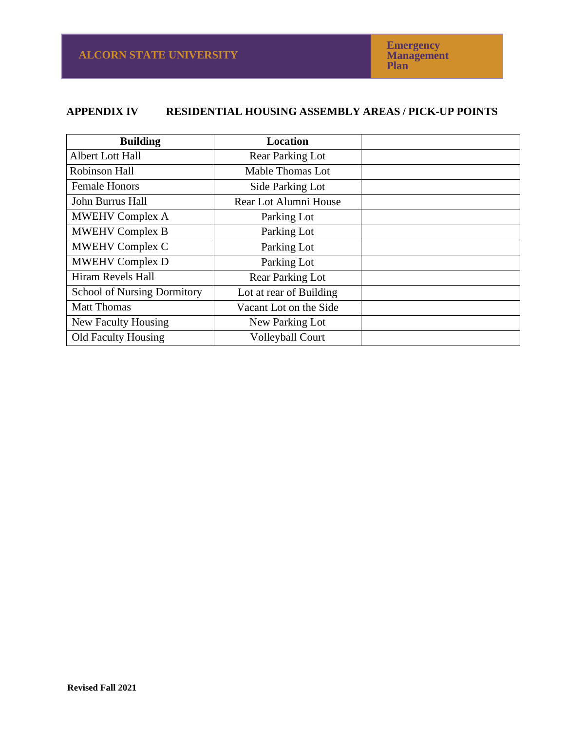## APPENDIX IV RESIDENTIAL HOUSING ASSEMBLY AREAS / PICK-UP POINTS

| Building | Location | |
|---|---|---|
| Albert Lott Hall | Rear Parking Lot | |
| Robinson Hall | Mable Thomas Lot | |
| Female Honors | Side Parking Lot | |
| John Burrus Hall | Rear Lot Alumni House | |
| MWEHV Complex A | Parking Lot | |
| MWEHV Complex B | Parking Lot | |
| MWEHV Complex C | Parking Lot | |
| MWEHV Complex D | Parking Lot | |
| Hiram Revels Hall | Rear Parking Lot | |
| School of Nursing Dormitory | Lot at rear of Building | |
| Matt Thomas | Vacant Lot on the Side | |
| New Faculty Housing | New Parking Lot | |
| Old Faculty Housing | Volleyball Court | |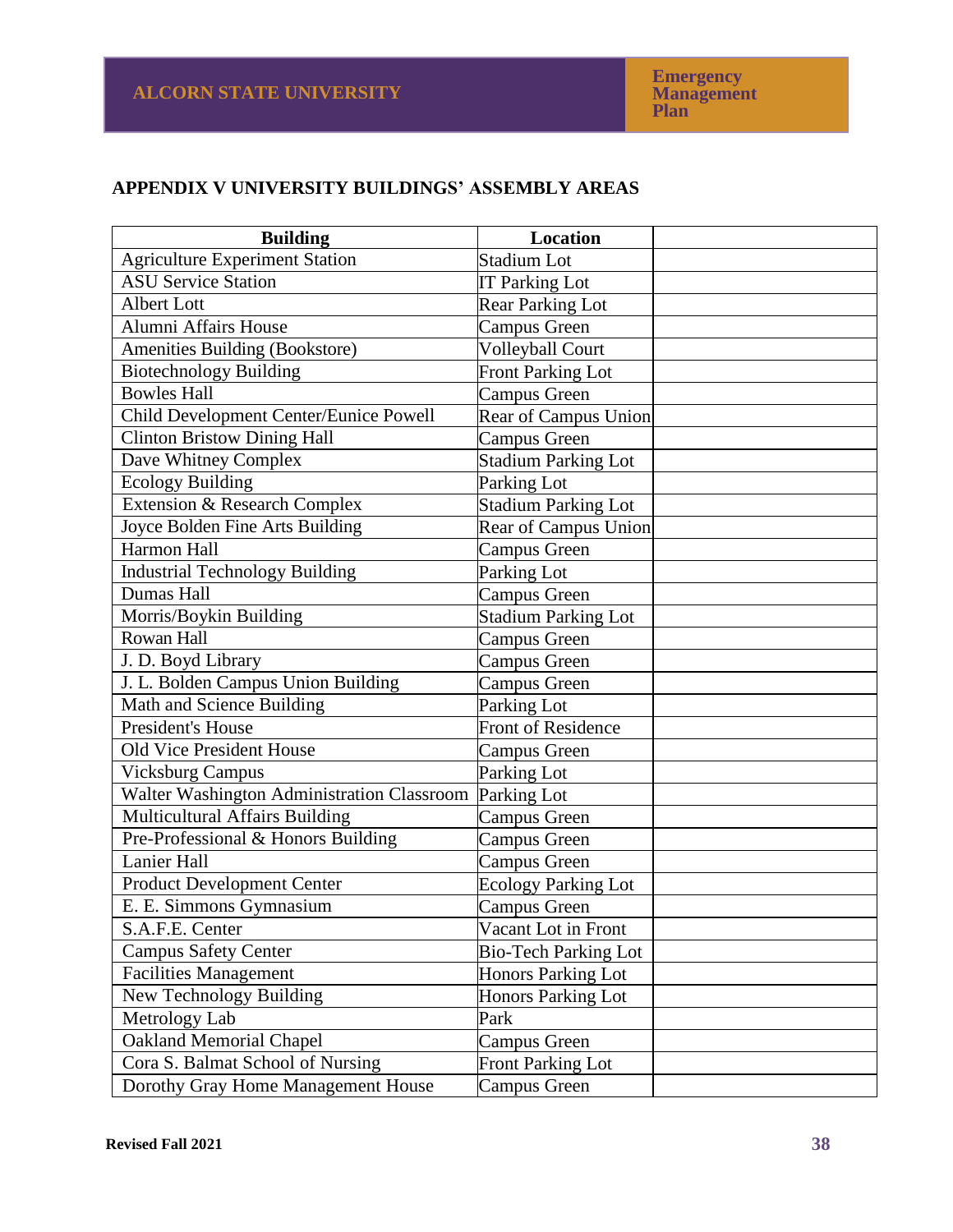## APPENDIX V UNIVERSITY BUILDINGS' ASSEMBLY AREAS

| Building | Location | |
|---|---|---|
| Agriculture Experiment Station | Stadium Lot | |
| ASU Service Station | IT Parking Lot | |
| Albert Lott | Rear Parking Lot | |
| Alumni Affairs House | Campus Green | |
| Amenities Building (Bookstore) | Volleyball Court | |
| Biotechnology Building | Front Parking Lot | |
| Bowles Hall | Campus Green | |
| Child Development Center/Eunice Powell | Rear of Campus Union | |
| Clinton Bristow Dining Hall | Campus Green | |
| Dave Whitney Complex | Stadium Parking Lot | |
| Ecology Building | Parking Lot | |
| Extension & Research Complex | Stadium Parking Lot | |
| Joyce Bolden Fine Arts Building | Rear of Campus Union | |
| Harmon Hall | Campus Green | |
| Industrial Technology Building | Parking Lot | |
| Dumas Hall | Campus Green | |
| Morris/Boykin Building | Stadium Parking Lot | |
| Rowan Hall | Campus Green | |
| J. D. Boyd Library | Campus Green | |
| J. L. Bolden Campus Union Building | Campus Green | |
| Math and Science Building | Parking Lot | |
| President's House | Front of Residence | |
| Old Vice President House | Campus Green | |
| Vicksburg Campus | Parking Lot | |
| Walter Washington Administration Classroom | Parking Lot | |
| Multicultural Affairs Building | Campus Green | |
| Pre-Professional & Honors Building | Campus Green | |
| Lanier Hall | Campus Green | |
| Product Development Center | Ecology Parking Lot | |
| E. E. Simmons Gymnasium | Campus Green | |
| S.A.F.E. Center | Vacant Lot in Front | |
| Campus Safety Center | Bio-Tech Parking Lot | |
| Facilities Management | Honors Parking Lot | |
| New Technology Building | Honors Parking Lot | |
| Metrology Lab | Park | |
| Oakland Memorial Chapel | Campus Green | |
| Cora S. Balmat School of Nursing | Front Parking Lot | |
| Dorothy Gray Home Management House | Campus Green | |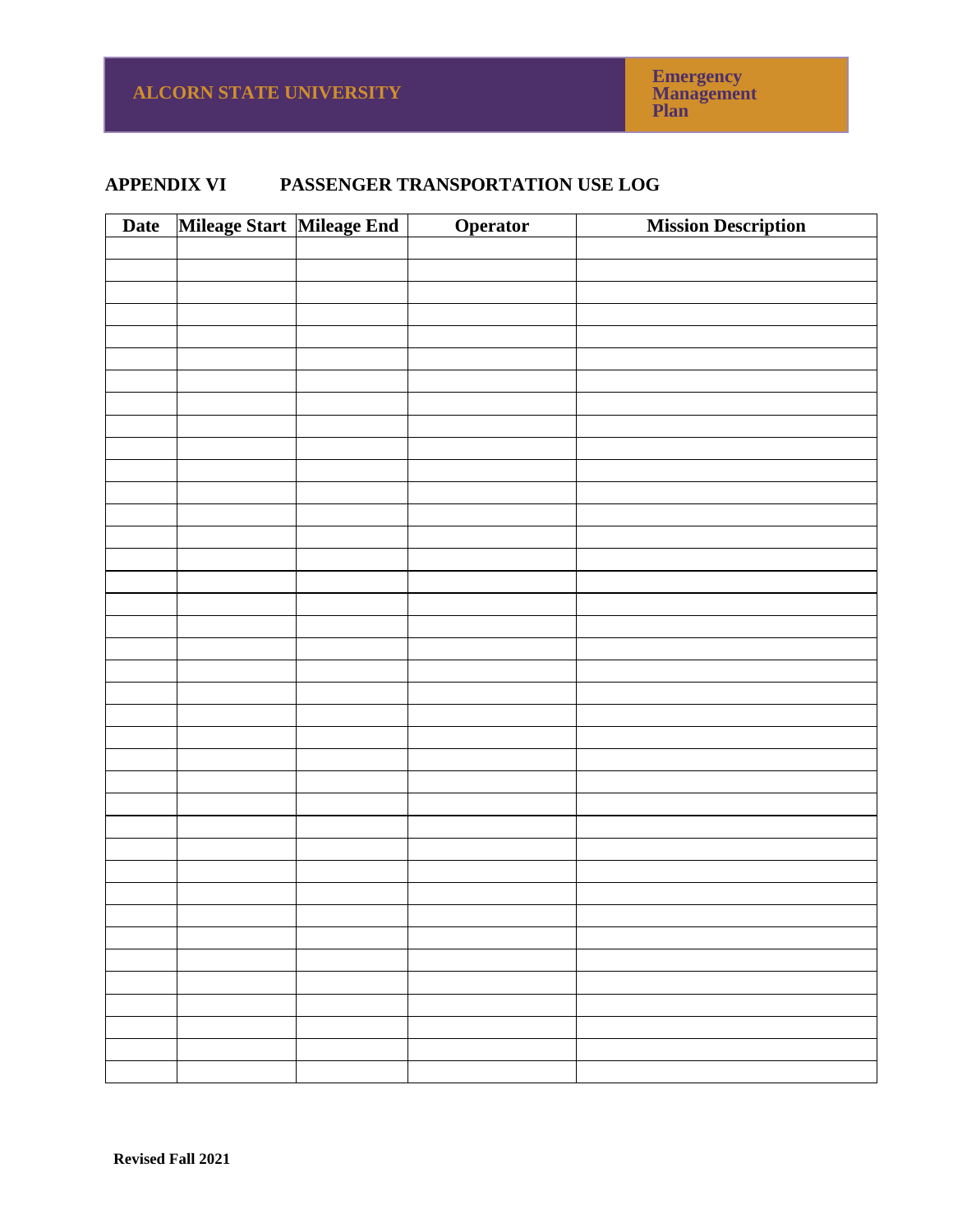## APPENDIX VI PASSENGER TRANSPORTATION USE LOG

| Date | Mileage Start | Mileage End | Operator | Mission Description |
|---|---|---|---|---|
| | | | | |
| | | | | |
| | | | | |
| | | | | |
| | | | | |
| | | | | |
| | | | | |
| | | | | |
| | | | | |
| | | | | |
| | | | | |
| | | | | |
| | | | | |
| | | | | |
| | | | | |
| | | | | |
| | | | | |
| | | | | |
| | | | | |
| | | | | |
| | | | | |
| | | | | |
| | | | | |
| | | | | |
| | | | | |
| | | | | |
| | | | | |
| | | | | |
| | | | | |
| | | | | |
| | | | | |
| | | | | |
| | | | | |
| | | | | |
| | | | | |
| | | | | |
| | | | | |
| | | | | |

**Revised Fall 2021**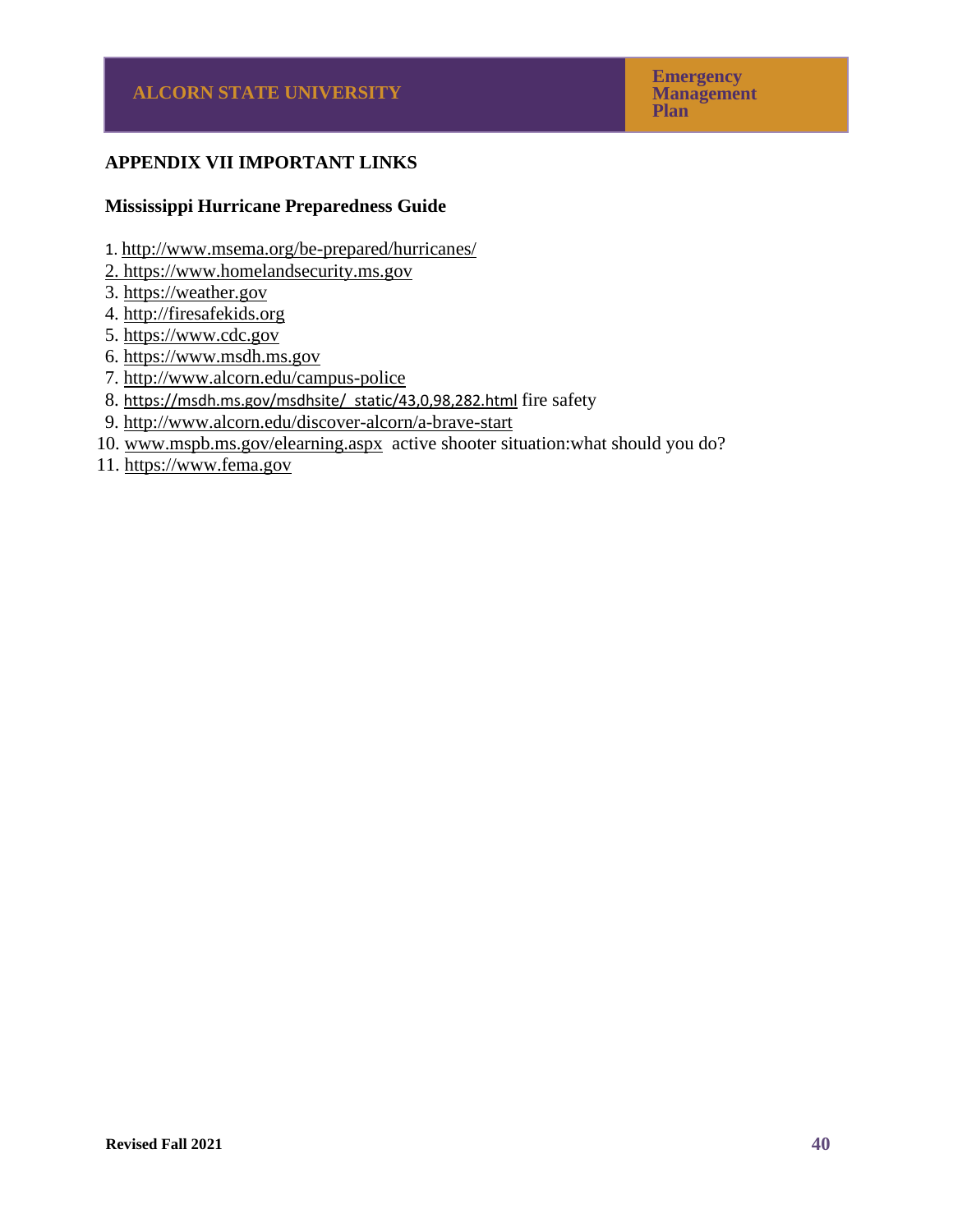## APPENDIX VII IMPORTANT LINKS

### Mississippi Hurricane Preparedness Guide

1. http://www.msema.org/be-prepared/hurricanes/
2. https://www.homelandsecurity.ms.gov
3. https://weather.gov
4. http://firesafekids.org
5. https://www.cdc.gov
6. https://www.msdh.ms.gov
7. http://www.alcorn.edu/campus-police
8. https://msdh.ms.gov/msdhsite/_static/43,0,98,282.html fire safety
9. http://www.alcorn.edu/discover-alcorn/a-brave-start
10. www.mspb.ms.gov/elearning.aspx active shooter situation:what should you do?
11. https://www.fema.gov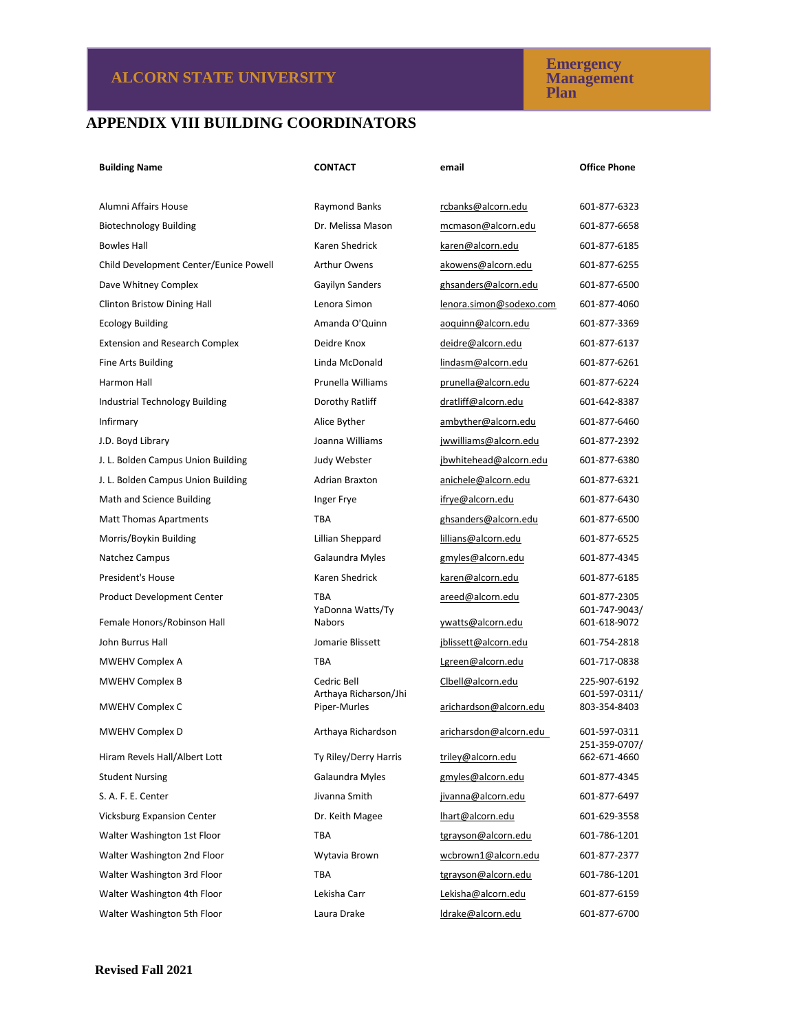# APPENDIX VIII BUILDING COORDINATORS

| Building Name | CONTACT | email | Office Phone |
|---|---|---|---|
| Alumni Affairs House | Raymond Banks | rcbanks@alcorn.edu | 601-877-6323 |
| Biotechnology Building | Dr. Melissa Mason | mcmason@alcorn.edu | 601-877-6658 |
| Bowles Hall | Karen Shedrick | karen@alcorn.edu | 601-877-6185 |
| Child Development Center/Eunice Powell | Arthur Owens | akowens@alcorn.edu | 601-877-6255 |
| Dave Whitney Complex | Gayilyn Sanders | ghsanders@alcorn.edu | 601-877-6500 |
| Clinton Bristow Dining Hall | Lenora Simon | lenora.simon@sodexo.com | 601-877-4060 |
| Ecology Building | Amanda O'Quinn | aoquinn@alcorn.edu | 601-877-3369 |
| Extension and Research Complex | Deidre Knox | deidre@alcorn.edu | 601-877-6137 |
| Fine Arts Building | Linda McDonald | lindasm@alcorn.edu | 601-877-6261 |
| Harmon Hall | Prunella Williams | prunella@alcorn.edu | 601-877-6224 |
| Industrial Technology Building | Dorothy Ratliff | dratliff@alcorn.edu | 601-642-8387 |
| Infirmary | Alice Byther | ambyther@alcorn.edu | 601-877-6460 |
| J.D. Boyd Library | Joanna Williams | jwwilliams@alcorn.edu | 601-877-2392 |
| J. L. Bolden Campus Union Building | Judy Webster | jbwhitehead@alcorn.edu | 601-877-6380 |
| J. L. Bolden Campus Union Building | Adrian Braxton | anichele@alcorn.edu | 601-877-6321 |
| Math and Science Building | Inger Frye | ifrye@alcorn.edu | 601-877-6430 |
| Matt Thomas Apartments | TBA | ghsanders@alcorn.edu | 601-877-6500 |
| Morris/Boykin Building | Lillian Sheppard | lillians@alcorn.edu | 601-877-6525 |
| Natchez Campus | Galaundra Myles | gmyles@alcorn.edu | 601-877-4345 |
| President's House | Karen Shedrick | karen@alcorn.edu | 601-877-6185 |
| Product Development Center | TBA | areed@alcorn.edu | 601-877-2305 |
| Female Honors/Robinson Hall | YaDonna Watts/Ty Nabors | ywatts@alcorn.edu | 601-747-9043/ 601-618-9072 |
| John Burrus Hall | Jomarie Blissett | jblissett@alcorn.edu | 601-754-2818 |
| MWEHV Complex A | TBA | Lgreen@alcorn.edu | 601-717-0838 |
| MWEHV Complex B | Cedric Bell | Clbell@alcorn.edu | 225-907-6192 |
| MWEHV Complex C | Arthaya Richarson/Jhi Piper-Murles | arichardson@alcorn.edu | 601-597-0311/ 803-354-8403 |
| MWEHV Complex D | Arthaya Richardson | aricharsdon@alcorn.edu | 601-597-0311 |
| Hiram Revels Hall/Albert Lott | Ty Riley/Derry Harris | triley@alcorn.edu | 251-359-0707/ 662-671-4660 |
| Student Nursing | Galaundra Myles | gmyles@alcorn.edu | 601-877-4345 |
| S. A. F. E. Center | Jivanna Smith | jivanna@alcorn.edu | 601-877-6497 |
| Vicksburg Expansion Center | Dr. Keith Magee | lhart@alcorn.edu | 601-629-3558 |
| Walter Washington 1st Floor | TBA | tgrayson@alcorn.edu | 601-786-1201 |
| Walter Washington 2nd Floor | Wytavia Brown | wcbrown1@alcorn.edu | 601-877-2377 |
| Walter Washington 3rd Floor | TBA | tgrayson@alcorn.edu | 601-786-1201 |
| Walter Washington 4th Floor | Lekisha Carr | Lekisha@alcorn.edu | 601-877-6159 |
| Walter Washington 5th Floor | Laura Drake | ldrake@alcorn.edu | 601-877-6700 |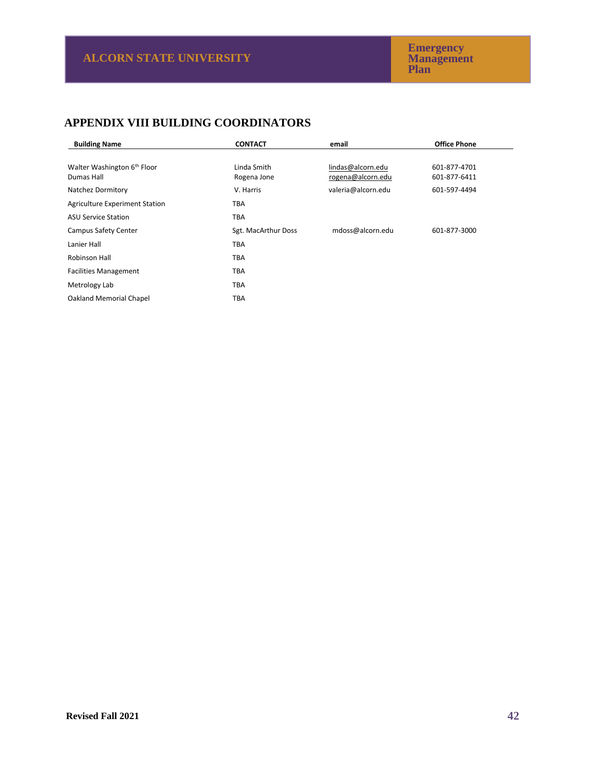## APPENDIX VIII BUILDING COORDINATORS

| Building Name | CONTACT | email | Office Phone |
|---|---|---|---|
| Walter Washington 6th Floor | Linda Smith | lindas@alcorn.edu | 601-877-4701 |
| Dumas Hall | Rogena Jone | rogena@alcorn.edu | 601-877-6411 |
| Natchez Dormitory | V. Harris | valeria@alcorn.edu | 601-597-4494 |
| Agriculture Experiment Station | TBA | | |
| ASU Service Station | TBA | | |
| Campus Safety Center | Sgt. MacArthur Doss | mdoss@alcorn.edu | 601-877-3000 |
| Lanier Hall | TBA | | |
| Robinson Hall | TBA | | |
| Facilities Management | TBA | | |
| Metrology Lab | TBA | | |
| Oakland Memorial Chapel | TBA | | |

**Revised Fall 2021**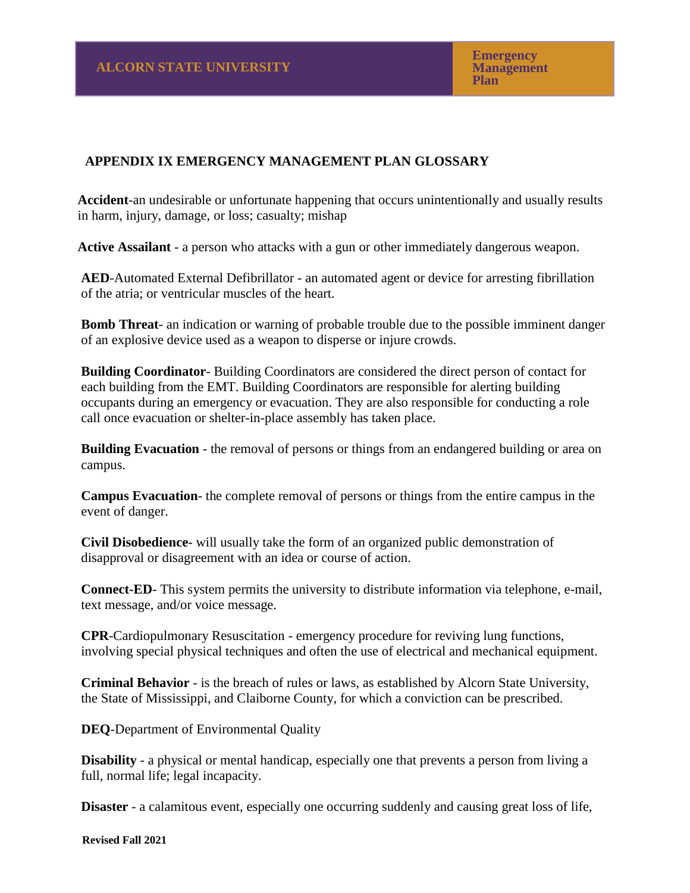## APPENDIX IX EMERGENCY MANAGEMENT PLAN GLOSSARY

**Accident**-an undesirable or unfortunate happening that occurs unintentionally and usually results in harm, injury, damage, or loss; casualty; mishap

**Active Assailant** - a person who attacks with a gun or other immediately dangerous weapon.

**AED**-Automated External Defibrillator - an automated agent or device for arresting fibrillation of the atria; or ventricular muscles of the heart.

**Bomb Threat**- an indication or warning of probable trouble due to the possible imminent danger of an explosive device used as a weapon to disperse or injure crowds.

**Building Coordinator**- Building Coordinators are considered the direct person of contact for each building from the EMT. Building Coordinators are responsible for alerting building occupants during an emergency or evacuation. They are also responsible for conducting a role call once evacuation or shelter-in-place assembly has taken place.

**Building Evacuation** - the removal of persons or things from an endangered building or area on campus.

**Campus Evacuation**- the complete removal of persons or things from the entire campus in the event of danger.

**Civil Disobedience**- will usually take the form of an organized public demonstration of disapproval or disagreement with an idea or course of action.

**Connect-ED**- This system permits the university to distribute information via telephone, e-mail, text message, and/or voice message.

**CPR**-Cardiopulmonary Resuscitation - emergency procedure for reviving lung functions, involving special physical techniques and often the use of electrical and mechanical equipment.

**Criminal Behavior** - is the breach of rules or laws, as established by Alcorn State University, the State of Mississippi, and Claiborne County, for which a conviction can be prescribed.

**DEQ**-Department of Environmental Quality

**Disability** - a physical or mental handicap, especially one that prevents a person from living a full, normal life; legal incapacity.

**Disaster** - a calamitous event, especially one occurring suddenly and causing great loss of life,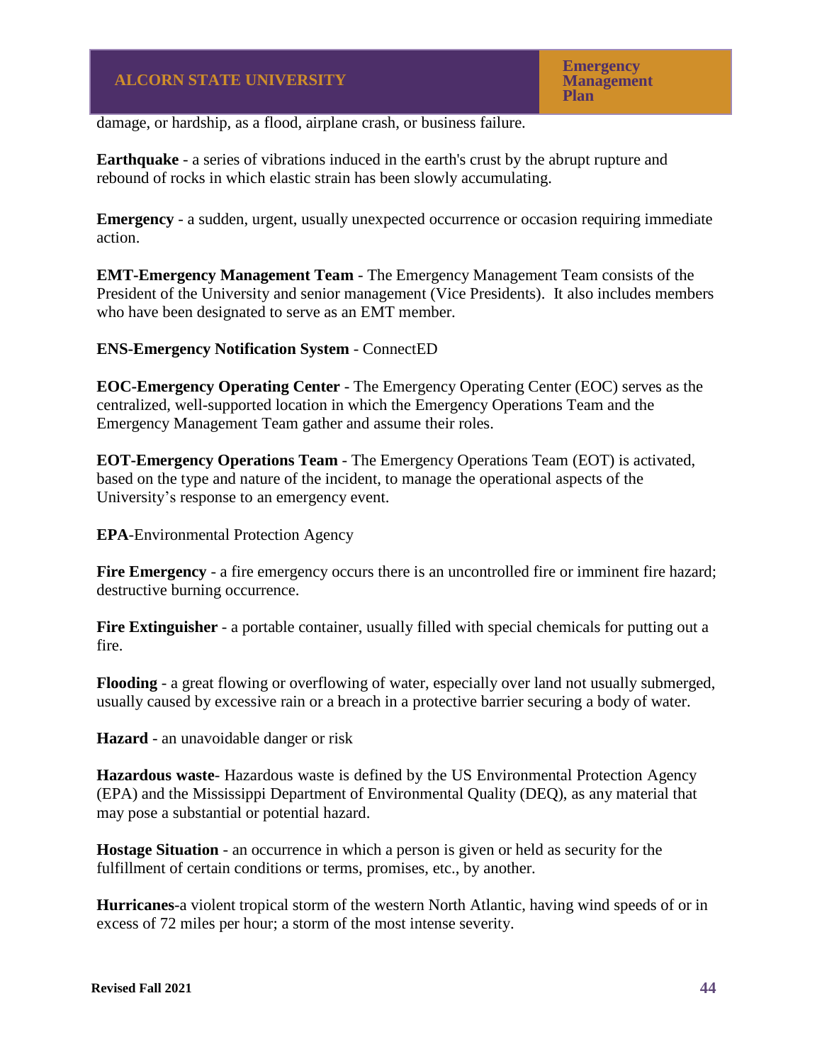damage, or hardship, as a flood, airplane crash, or business failure.

**Earthquake** - a series of vibrations induced in the earth's crust by the abrupt rupture and rebound of rocks in which elastic strain has been slowly accumulating.

**Emergency** - a sudden, urgent, usually unexpected occurrence or occasion requiring immediate action.

**EMT-Emergency Management Team** - The Emergency Management Team consists of the President of the University and senior management (Vice Presidents). It also includes members who have been designated to serve as an EMT member.

**ENS-Emergency Notification System** - ConnectED

**EOC-Emergency Operating Center** - The Emergency Operating Center (EOC) serves as the centralized, well-supported location in which the Emergency Operations Team and the Emergency Management Team gather and assume their roles.

**EOT-Emergency Operations Team** - The Emergency Operations Team (EOT) is activated, based on the type and nature of the incident, to manage the operational aspects of the University's response to an emergency event.

**EPA**-Environmental Protection Agency

**Fire Emergency** - a fire emergency occurs there is an uncontrolled fire or imminent fire hazard; destructive burning occurrence.

**Fire Extinguisher** - a portable container, usually filled with special chemicals for putting out a fire.

**Flooding** - a great flowing or overflowing of water, especially over land not usually submerged, usually caused by excessive rain or a breach in a protective barrier securing a body of water.

**Hazard** - an unavoidable danger or risk

**Hazardous waste**- Hazardous waste is defined by the US Environmental Protection Agency (EPA) and the Mississippi Department of Environmental Quality (DEQ), as any material that may pose a substantial or potential hazard.

**Hostage Situation** - an occurrence in which a person is given or held as security for the fulfillment of certain conditions or terms, promises, etc., by another.

**Hurricanes**-a violent tropical storm of the western North Atlantic, having wind speeds of or in excess of 72 miles per hour; a storm of the most intense severity.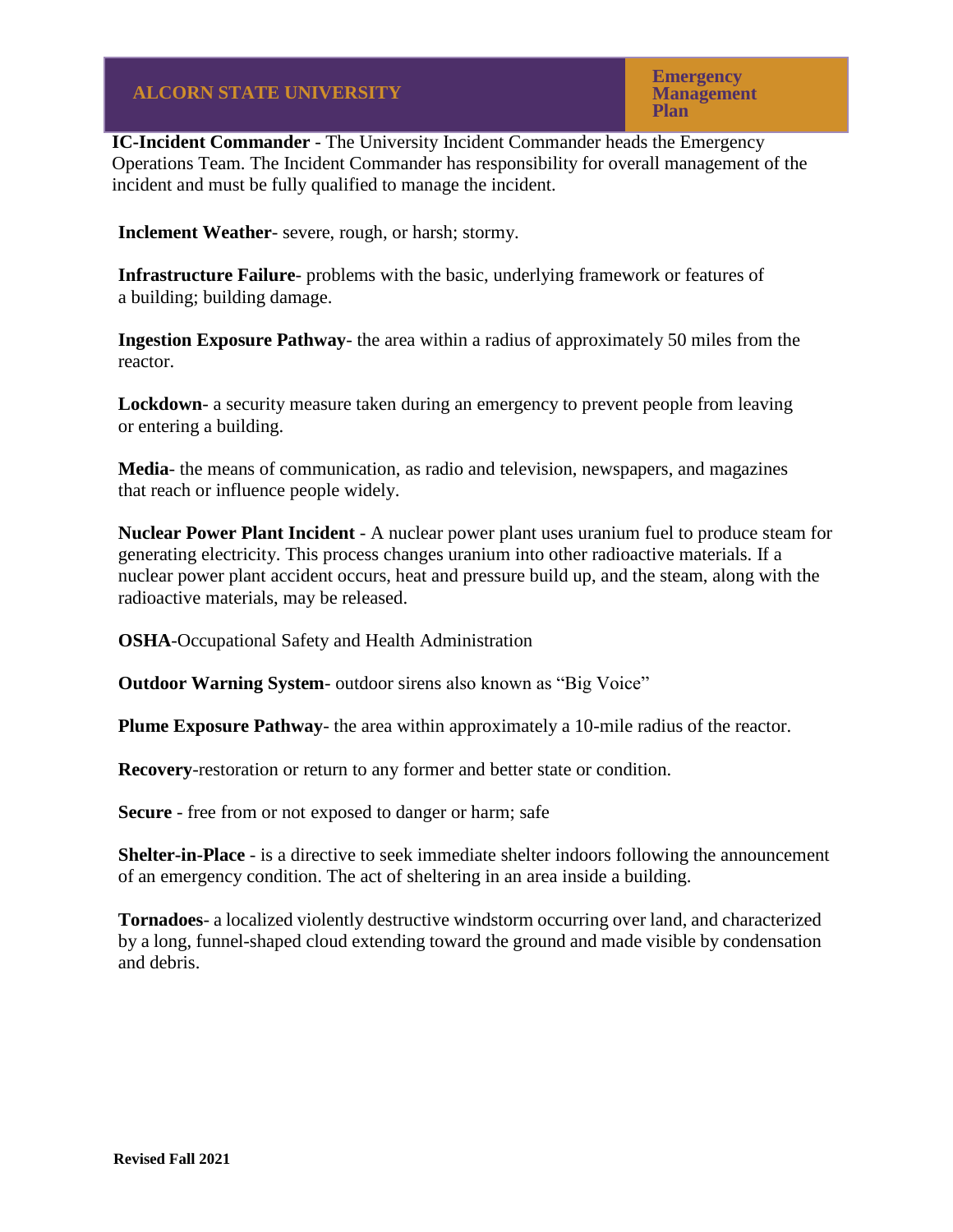**IC-Incident Commander** - The University Incident Commander heads the Emergency Operations Team. The Incident Commander has responsibility for overall management of the incident and must be fully qualified to manage the incident.

**Inclement Weather**- severe, rough, or harsh; stormy.

**Infrastructure Failure**- problems with the basic, underlying framework or features of a building; building damage.

**Ingestion Exposure Pathway**- the area within a radius of approximately 50 miles from the reactor.

**Lockdown**- a security measure taken during an emergency to prevent people from leaving or entering a building.

**Media**- the means of communication, as radio and television, newspapers, and magazines that reach or influence people widely.

**Nuclear Power Plant Incident** - A nuclear power plant uses uranium fuel to produce steam for generating electricity. This process changes uranium into other radioactive materials. If a nuclear power plant accident occurs, heat and pressure build up, and the steam, along with the radioactive materials, may be released.

**OSHA**-Occupational Safety and Health Administration

**Outdoor Warning System**- outdoor sirens also known as "Big Voice"

**Plume Exposure Pathway**- the area within approximately a 10-mile radius of the reactor.

**Recovery**-restoration or return to any former and better state or condition.

**Secure** - free from or not exposed to danger or harm; safe

**Shelter-in-Place** - is a directive to seek immediate shelter indoors following the announcement of an emergency condition. The act of sheltering in an area inside a building.

**Tornadoes**- a localized violently destructive windstorm occurring over land, and characterized by a long, funnel-shaped cloud extending toward the ground and made visible by condensation and debris.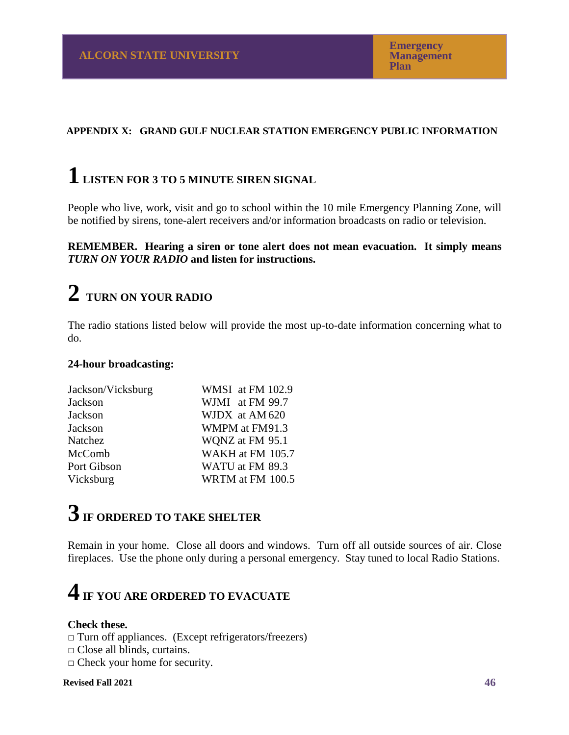## APPENDIX X: GRAND GULF NUCLEAR STATION EMERGENCY PUBLIC INFORMATION

# 1 LISTEN FOR 3 TO 5 MINUTE SIREN SIGNAL

People who live, work, visit and go to school within the 10 mile Emergency Planning Zone, will be notified by sirens, tone-alert receivers and/or information broadcasts on radio or television.

**REMEMBER. Hearing a siren or tone alert does not mean evacuation. It simply means *TURN ON YOUR RADIO* and listen for instructions.**

# 2 TURN ON YOUR RADIO

The radio stations listed below will provide the most up-to-date information concerning what to do.

**24-hour broadcasting:**

| | |
|---|---|
| Jackson/Vicksburg | WMSI at FM 102.9 |
| Jackson | WJMI at FM 99.7 |
| Jackson | WJDX at AM 620 |
| Jackson | WMPM at FM91.3 |
| Natchez | WQNZ at FM 95.1 |
| McComb | WAKH at FM 105.7 |
| Port Gibson | WATU at FM 89.3 |
| Vicksburg | WRTM at FM 100.5 |

# 3 IF ORDERED TO TAKE SHELTER

Remain in your home. Close all doors and windows. Turn off all outside sources of air. Close fireplaces. Use the phone only during a personal emergency. Stay tuned to local Radio Stations.

# 4 IF YOU ARE ORDERED TO EVACUATE

**Check these.**

- □ Turn off appliances. (Except refrigerators/freezers)
- □ Close all blinds, curtains.
- □ Check your home for security.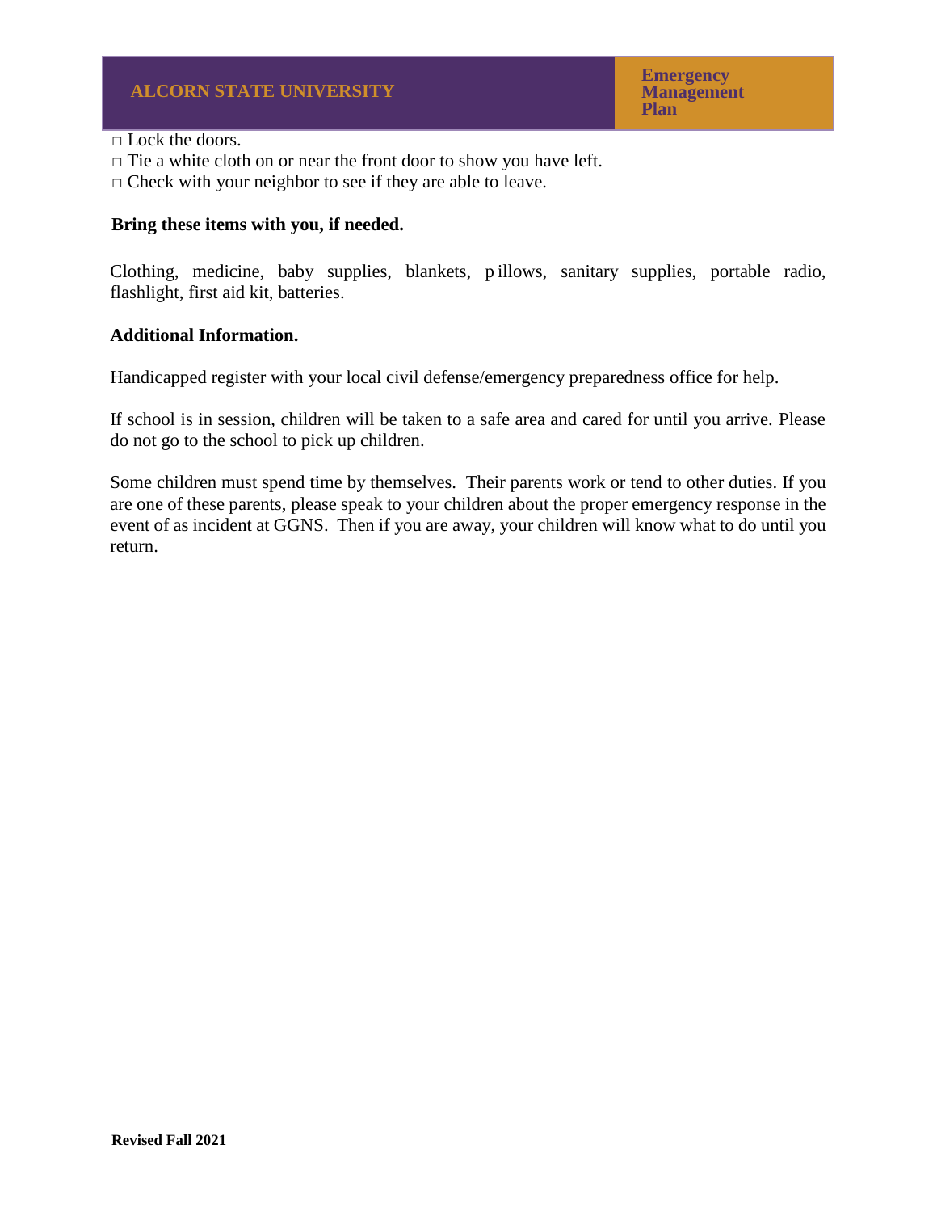□ Lock the doors.

□ Tie a white cloth on or near the front door to show you have left.

□ Check with your neighbor to see if they are able to leave.

**Bring these items with you, if needed.**

Clothing, medicine, baby supplies, blankets, p illows, sanitary supplies, portable radio, flashlight, first aid kit, batteries.

**Additional Information.**

Handicapped register with your local civil defense/emergency preparedness office for help.

If school is in session, children will be taken to a safe area and cared for until you arrive. Please do not go to the school to pick up children.

Some children must spend time by themselves. Their parents work or tend to other duties. If you are one of these parents, please speak to your children about the proper emergency response in the event of as incident at GGNS. Then if you are away, your children will know what to do until you return.